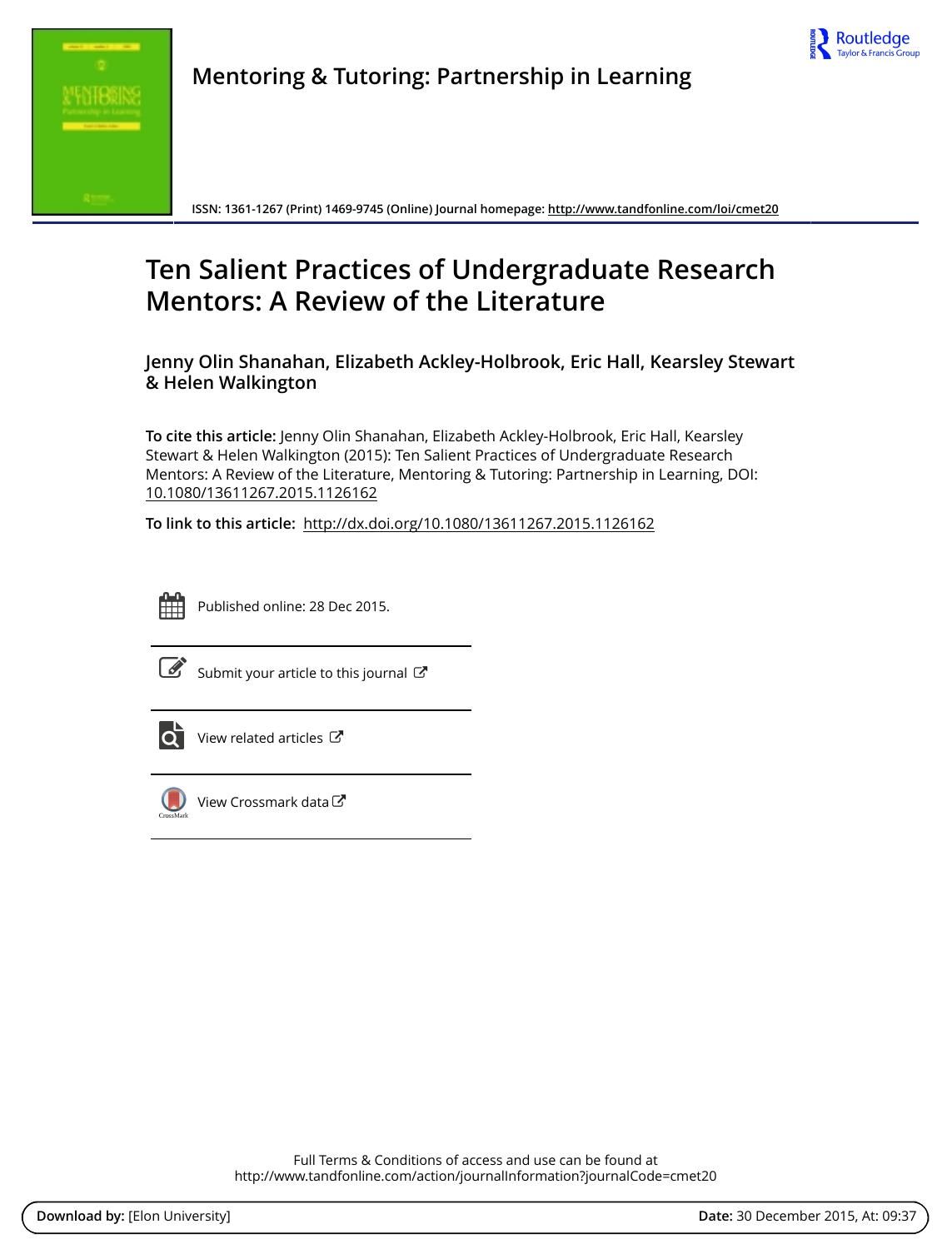# Mentoring & Tutoring: Partnership in Learning

ISSN: 1361-1267 (Print) 1469-9745 (Online) Journal homepage: http://www.tandfonline.com/loi/cmet20

# Ten Salient Practices of Undergraduate Research Mentors: A Review of the Literature

**Jenny Olin Shanahan, Elizabeth Ackley-Holbrook, Eric Hall, Kearsley Stewart & Helen Walkington**

**To cite this article:** Jenny Olin Shanahan, Elizabeth Ackley-Holbrook, Eric Hall, Kearsley Stewart & Helen Walkington (2015): Ten Salient Practices of Undergraduate Research Mentors: A Review of the Literature, Mentoring & Tutoring: Partnership in Learning, DOI: 10.1080/13611267.2015.1126162

**To link to this article:** http://dx.doi.org/10.1080/13611267.2015.1126162

Published online: 28 Dec 2015.

Submit your article to this journal

View related articles

View Crossmark data

Full Terms & Conditions of access and use can be found at
http://www.tandfonline.com/action/journalInformation?journalCode=cmet20

**Download by:** [Elon University] **Date:** 30 December 2015, At: 09:37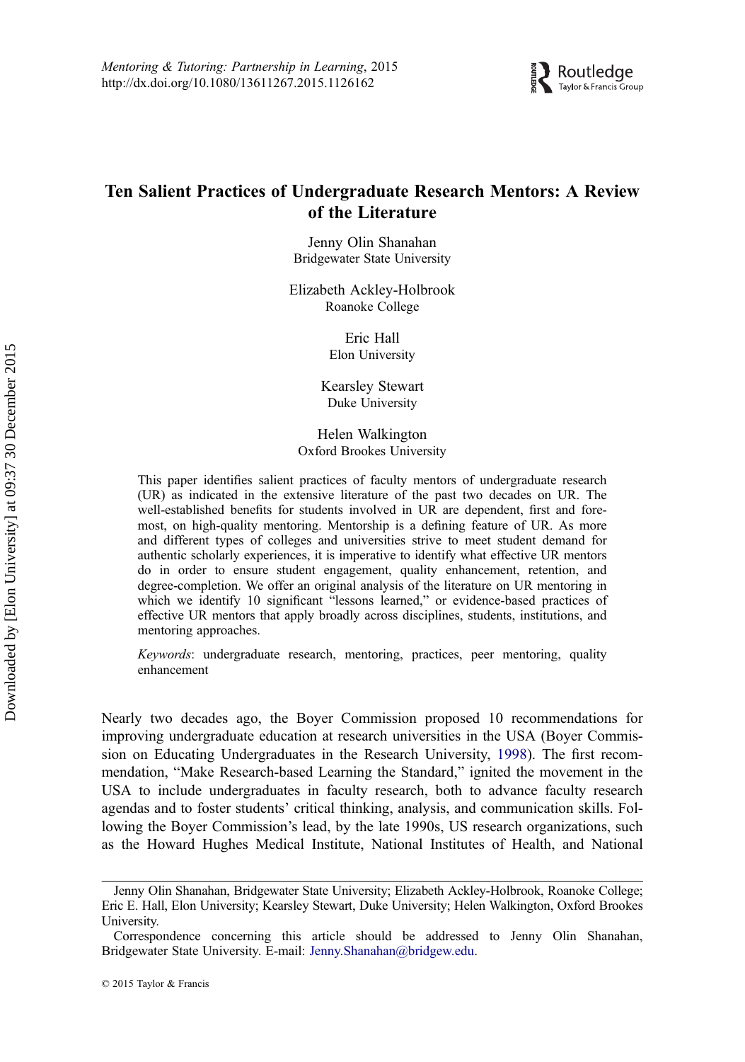# Ten Salient Practices of Undergraduate Research Mentors: A Review of the Literature

Jenny Olin Shanahan
Bridgewater State University

Elizabeth Ackley-Holbrook
Roanoke College

Eric Hall
Elon University

Kearsley Stewart
Duke University

Helen Walkington
Oxford Brookes University

This paper identifies salient practices of faculty mentors of undergraduate research (UR) as indicated in the extensive literature of the past two decades on UR. The well-established benefits for students involved in UR are dependent, first and foremost, on high-quality mentoring. Mentorship is a defining feature of UR. As more and different types of colleges and universities strive to meet student demand for authentic scholarly experiences, it is imperative to identify what effective UR mentors do in order to ensure student engagement, quality enhancement, retention, and degree-completion. We offer an original analysis of the literature on UR mentoring in which we identify 10 significant "lessons learned," or evidence-based practices of effective UR mentors that apply broadly across disciplines, students, institutions, and mentoring approaches.

*Keywords*: undergraduate research, mentoring, practices, peer mentoring, quality enhancement

Nearly two decades ago, the Boyer Commission proposed 10 recommendations for improving undergraduate education at research universities in the USA (Boyer Commission on Educating Undergraduates in the Research University, 1998). The first recommendation, "Make Research-based Learning the Standard," ignited the movement in the USA to include undergraduates in faculty research, both to advance faculty research agendas and to foster students' critical thinking, analysis, and communication skills. Following the Boyer Commission's lead, by the late 1990s, US research organizations, such as the Howard Hughes Medical Institute, National Institutes of Health, and National

Jenny Olin Shanahan, Bridgewater State University; Elizabeth Ackley-Holbrook, Roanoke College; Eric E. Hall, Elon University; Kearsley Stewart, Duke University; Helen Walkington, Oxford Brookes University.

Correspondence concerning this article should be addressed to Jenny Olin Shanahan, Bridgewater State University. E-mail: Jenny.Shanahan@bridgew.edu.

© 2015 Taylor & Francis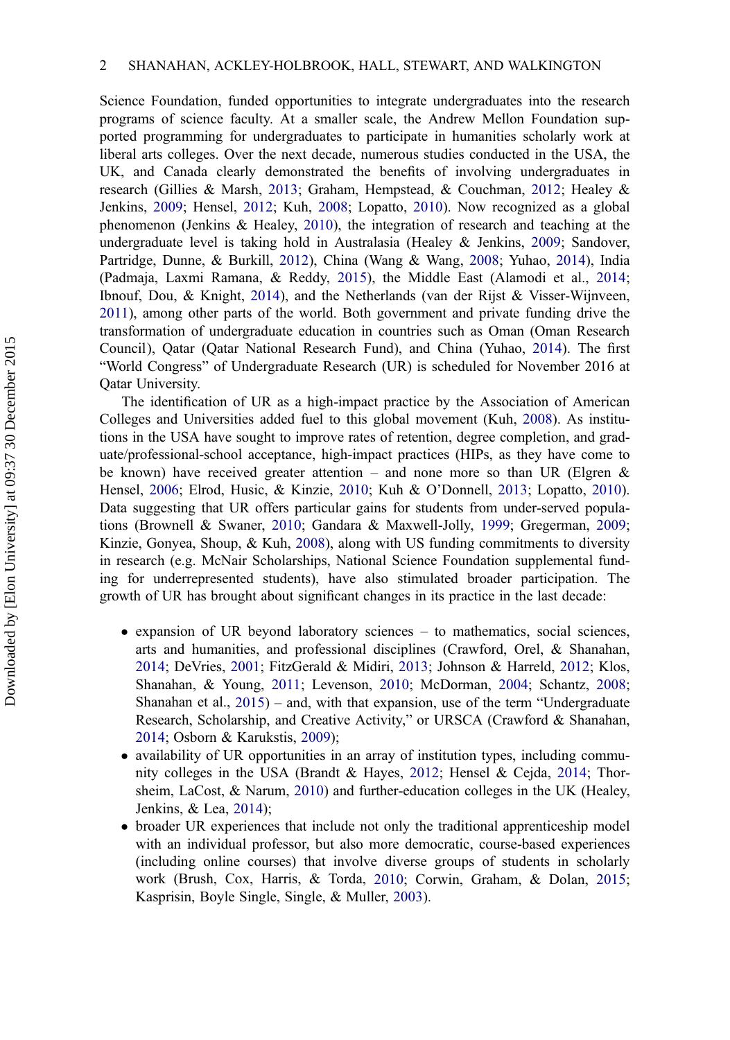Science Foundation, funded opportunities to integrate undergraduates into the research programs of science faculty. At a smaller scale, the Andrew Mellon Foundation supported programming for undergraduates to participate in humanities scholarly work at liberal arts colleges. Over the next decade, numerous studies conducted in the USA, the UK, and Canada clearly demonstrated the benefits of involving undergraduates in research (Gillies & Marsh, 2013; Graham, Hempstead, & Couchman, 2012; Healey & Jenkins, 2009; Hensel, 2012; Kuh, 2008; Lopatto, 2010). Now recognized as a global phenomenon (Jenkins & Healey, 2010), the integration of research and teaching at the undergraduate level is taking hold in Australasia (Healey & Jenkins, 2009; Sandover, Partridge, Dunne, & Burkill, 2012), China (Wang & Wang, 2008; Yuhao, 2014), India (Padmaja, Laxmi Ramana, & Reddy, 2015), the Middle East (Alamodi et al., 2014; Ibnouf, Dou, & Knight, 2014), and the Netherlands (van der Rijst & Visser-Wijnveen, 2011), among other parts of the world. Both government and private funding drive the transformation of undergraduate education in countries such as Oman (Oman Research Council), Qatar (Qatar National Research Fund), and China (Yuhao, 2014). The first "World Congress" of Undergraduate Research (UR) is scheduled for November 2016 at Qatar University.

The identification of UR as a high-impact practice by the Association of American Colleges and Universities added fuel to this global movement (Kuh, 2008). As institutions in the USA have sought to improve rates of retention, degree completion, and graduate/professional-school acceptance, high-impact practices (HIPs, as they have come to be known) have received greater attention – and none more so than UR (Elgren & Hensel, 2006; Elrod, Husic, & Kinzie, 2010; Kuh & O'Donnell, 2013; Lopatto, 2010). Data suggesting that UR offers particular gains for students from under-served populations (Brownell & Swaner, 2010; Gandara & Maxwell-Jolly, 1999; Gregerman, 2009; Kinzie, Gonyea, Shoup, & Kuh, 2008), along with US funding commitments to diversity in research (e.g. McNair Scholarships, National Science Foundation supplemental funding for underrepresented students), have also stimulated broader participation. The growth of UR has brought about significant changes in its practice in the last decade:

- expansion of UR beyond laboratory sciences – to mathematics, social sciences, arts and humanities, and professional disciplines (Crawford, Orel, & Shanahan, 2014; DeVries, 2001; FitzGerald & Midiri, 2013; Johnson & Harreld, 2012; Klos, Shanahan, & Young, 2011; Levenson, 2010; McDorman, 2004; Schantz, 2008; Shanahan et al., 2015) – and, with that expansion, use of the term "Undergraduate Research, Scholarship, and Creative Activity," or URSCA (Crawford & Shanahan, 2014; Osborn & Karukstis, 2009);
- availability of UR opportunities in an array of institution types, including community colleges in the USA (Brandt & Hayes, 2012; Hensel & Cejda, 2014; Thorsheim, LaCost, & Narum, 2010) and further-education colleges in the UK (Healey, Jenkins, & Lea, 2014);
- broader UR experiences that include not only the traditional apprenticeship model with an individual professor, but also more democratic, course-based experiences (including online courses) that involve diverse groups of students in scholarly work (Brush, Cox, Harris, & Torda, 2010; Corwin, Graham, & Dolan, 2015; Kasprisin, Boyle Single, Single, & Muller, 2003).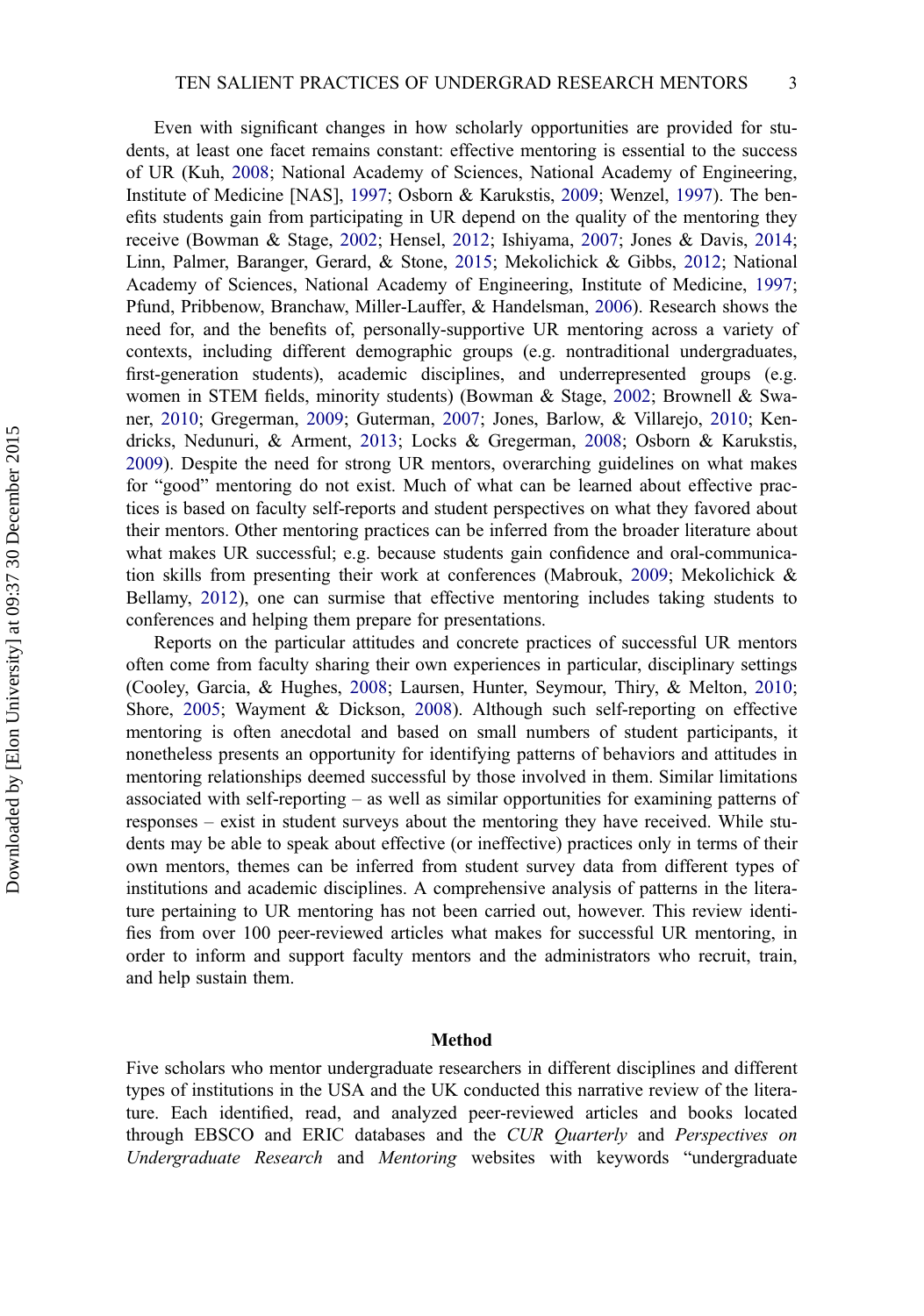Even with significant changes in how scholarly opportunities are provided for students, at least one facet remains constant: effective mentoring is essential to the success of UR (Kuh, 2008; National Academy of Sciences, National Academy of Engineering, Institute of Medicine [NAS], 1997; Osborn & Karukstis, 2009; Wenzel, 1997). The benefits students gain from participating in UR depend on the quality of the mentoring they receive (Bowman & Stage, 2002; Hensel, 2012; Ishiyama, 2007; Jones & Davis, 2014; Linn, Palmer, Baranger, Gerard, & Stone, 2015; Mekolichick & Gibbs, 2012; National Academy of Sciences, National Academy of Engineering, Institute of Medicine, 1997; Pfund, Pribbenow, Branchaw, Miller-Lauffer, & Handelsman, 2006). Research shows the need for, and the benefits of, personally-supportive UR mentoring across a variety of contexts, including different demographic groups (e.g. nontraditional undergraduates, first-generation students), academic disciplines, and underrepresented groups (e.g. women in STEM fields, minority students) (Bowman & Stage, 2002; Brownell & Swaner, 2010; Gregerman, 2009; Guterman, 2007; Jones, Barlow, & Villarejo, 2010; Kendricks, Nedunuri, & Arment, 2013; Locks & Gregerman, 2008; Osborn & Karukstis, 2009). Despite the need for strong UR mentors, overarching guidelines on what makes for "good" mentoring do not exist. Much of what can be learned about effective practices is based on faculty self-reports and student perspectives on what they favored about their mentors. Other mentoring practices can be inferred from the broader literature about what makes UR successful; e.g. because students gain confidence and oral-communication skills from presenting their work at conferences (Mabrouk, 2009; Mekolichick & Bellamy, 2012), one can surmise that effective mentoring includes taking students to conferences and helping them prepare for presentations.

Reports on the particular attitudes and concrete practices of successful UR mentors often come from faculty sharing their own experiences in particular, disciplinary settings (Cooley, Garcia, & Hughes, 2008; Laursen, Hunter, Seymour, Thiry, & Melton, 2010; Shore, 2005; Wayment & Dickson, 2008). Although such self-reporting on effective mentoring is often anecdotal and based on small numbers of student participants, it nonetheless presents an opportunity for identifying patterns of behaviors and attitudes in mentoring relationships deemed successful by those involved in them. Similar limitations associated with self-reporting – as well as similar opportunities for examining patterns of responses – exist in student surveys about the mentoring they have received. While students may be able to speak about effective (or ineffective) practices only in terms of their own mentors, themes can be inferred from student survey data from different types of institutions and academic disciplines. A comprehensive analysis of patterns in the literature pertaining to UR mentoring has not been carried out, however. This review identifies from over 100 peer-reviewed articles what makes for successful UR mentoring, in order to inform and support faculty mentors and the administrators who recruit, train, and help sustain them.

## Method

Five scholars who mentor undergraduate researchers in different disciplines and different types of institutions in the USA and the UK conducted this narrative review of the literature. Each identified, read, and analyzed peer-reviewed articles and books located through EBSCO and ERIC databases and the *CUR Quarterly* and *Perspectives on Undergraduate Research* and *Mentoring* websites with keywords "undergraduate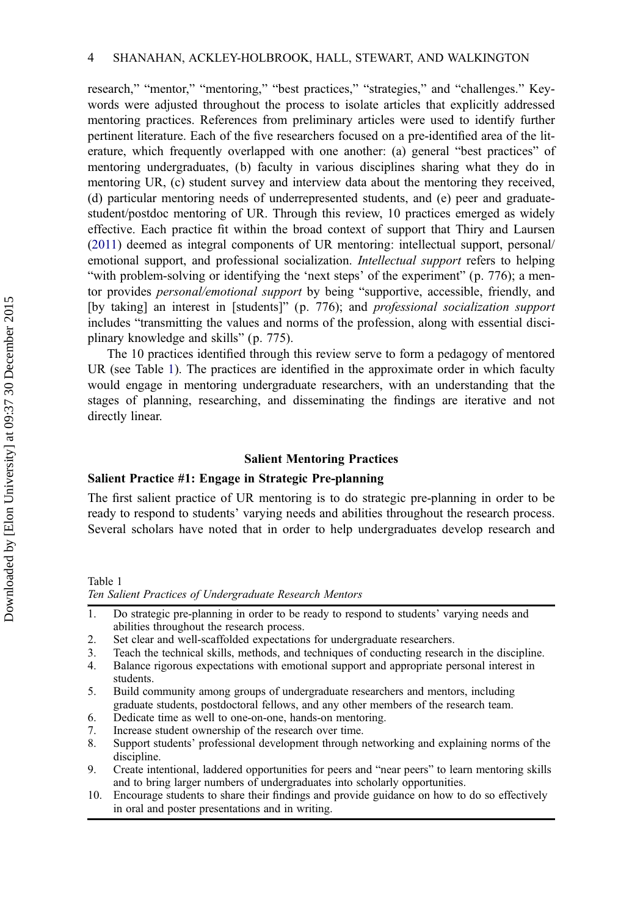research," "mentor," "mentoring," "best practices," "strategies," and "challenges." Keywords were adjusted throughout the process to isolate articles that explicitly addressed mentoring practices. References from preliminary articles were used to identify further pertinent literature. Each of the five researchers focused on a pre-identified area of the literature, which frequently overlapped with one another: (a) general "best practices" of mentoring undergraduates, (b) faculty in various disciplines sharing what they do in mentoring UR, (c) student survey and interview data about the mentoring they received, (d) particular mentoring needs of underrepresented students, and (e) peer and graduate-student/postdoc mentoring of UR. Through this review, 10 practices emerged as widely effective. Each practice fit within the broad context of support that Thiry and Laursen (2011) deemed as integral components of UR mentoring: intellectual support, personal/emotional support, and professional socialization. *Intellectual support* refers to helping "with problem-solving or identifying the 'next steps' of the experiment" (p. 776); a mentor provides *personal/emotional support* by being "supportive, accessible, friendly, and [by taking] an interest in [students]" (p. 776); and *professional socialization support* includes "transmitting the values and norms of the profession, along with essential disciplinary knowledge and skills" (p. 775).

The 10 practices identified through this review serve to form a pedagogy of mentored UR (see Table 1). The practices are identified in the approximate order in which faculty would engage in mentoring undergraduate researchers, with an understanding that the stages of planning, researching, and disseminating the findings are iterative and not directly linear.

## Salient Mentoring Practices

### Salient Practice #1: Engage in Strategic Pre-planning

The first salient practice of UR mentoring is to do strategic pre-planning in order to be ready to respond to students' varying needs and abilities throughout the research process. Several scholars have noted that in order to help undergraduates develop research and

Table 1
*Ten Salient Practices of Undergraduate Research Mentors*

1. Do strategic pre-planning in order to be ready to respond to students' varying needs and abilities throughout the research process.
2. Set clear and well-scaffolded expectations for undergraduate researchers.
3. Teach the technical skills, methods, and techniques of conducting research in the discipline.
4. Balance rigorous expectations with emotional support and appropriate personal interest in students.
5. Build community among groups of undergraduate researchers and mentors, including graduate students, postdoctoral fellows, and any other members of the research team.
6. Dedicate time as well to one-on-one, hands-on mentoring.
7. Increase student ownership of the research over time.
8. Support students' professional development through networking and explaining norms of the discipline.
9. Create intentional, laddered opportunities for peers and "near peers" to learn mentoring skills and to bring larger numbers of undergraduates into scholarly opportunities.
10. Encourage students to share their findings and provide guidance on how to do so effectively in oral and poster presentations and in writing.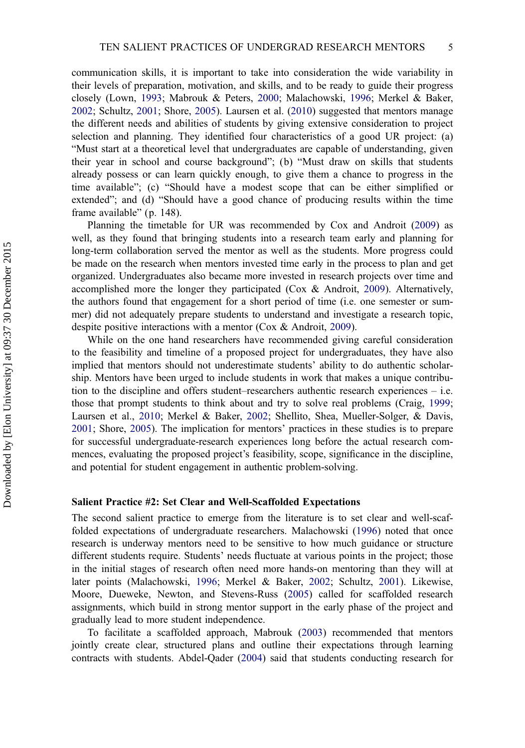communication skills, it is important to take into consideration the wide variability in their levels of preparation, motivation, and skills, and to be ready to guide their progress closely (Lown, 1993; Mabrouk & Peters, 2000; Malachowski, 1996; Merkel & Baker, 2002; Schultz, 2001; Shore, 2005). Laursen et al. (2010) suggested that mentors manage the different needs and abilities of students by giving extensive consideration to project selection and planning. They identified four characteristics of a good UR project: (a) "Must start at a theoretical level that undergraduates are capable of understanding, given their year in school and course background"; (b) "Must draw on skills that students already possess or can learn quickly enough, to give them a chance to progress in the time available"; (c) "Should have a modest scope that can be either simplified or extended"; and (d) "Should have a good chance of producing results within the time frame available" (p. 148).

Planning the timetable for UR was recommended by Cox and Androit (2009) as well, as they found that bringing students into a research team early and planning for long-term collaboration served the mentor as well as the students. More progress could be made on the research when mentors invested time early in the process to plan and get organized. Undergraduates also became more invested in research projects over time and accomplished more the longer they participated (Cox & Androit, 2009). Alternatively, the authors found that engagement for a short period of time (i.e. one semester or summer) did not adequately prepare students to understand and investigate a research topic, despite positive interactions with a mentor (Cox & Androit, 2009).

While on the one hand researchers have recommended giving careful consideration to the feasibility and timeline of a proposed project for undergraduates, they have also implied that mentors should not underestimate students' ability to do authentic scholarship. Mentors have been urged to include students in work that makes a unique contribution to the discipline and offers student–researchers authentic research experiences – i.e. those that prompt students to think about and try to solve real problems (Craig, 1999; Laursen et al., 2010; Merkel & Baker, 2002; Shellito, Shea, Mueller-Solger, & Davis, 2001; Shore, 2005). The implication for mentors' practices in these studies is to prepare for successful undergraduate-research experiences long before the actual research commences, evaluating the proposed project's feasibility, scope, significance in the discipline, and potential for student engagement in authentic problem-solving.

### Salient Practice #2: Set Clear and Well-Scaffolded Expectations

The second salient practice to emerge from the literature is to set clear and well-scaffolded expectations of undergraduate researchers. Malachowski (1996) noted that once research is underway mentors need to be sensitive to how much guidance or structure different students require. Students' needs fluctuate at various points in the project; those in the initial stages of research often need more hands-on mentoring than they will at later points (Malachowski, 1996; Merkel & Baker, 2002; Schultz, 2001). Likewise, Moore, Dueweke, Newton, and Stevens-Russ (2005) called for scaffolded research assignments, which build in strong mentor support in the early phase of the project and gradually lead to more student independence.

To facilitate a scaffolded approach, Mabrouk (2003) recommended that mentors jointly create clear, structured plans and outline their expectations through learning contracts with students. Abdel-Qader (2004) said that students conducting research for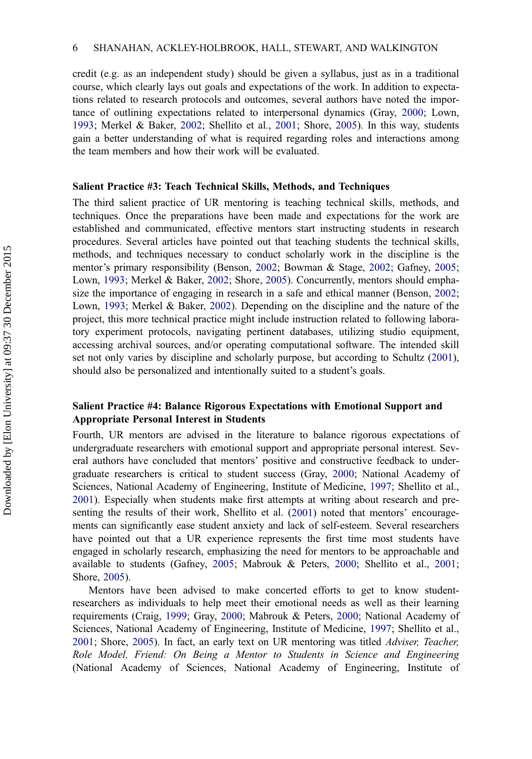credit (e.g. as an independent study) should be given a syllabus, just as in a traditional course, which clearly lays out goals and expectations of the work. In addition to expectations related to research protocols and outcomes, several authors have noted the importance of outlining expectations related to interpersonal dynamics (Gray, 2000; Lown, 1993; Merkel & Baker, 2002; Shellito et al., 2001; Shore, 2005). In this way, students gain a better understanding of what is required regarding roles and interactions among the team members and how their work will be evaluated.

### Salient Practice #3: Teach Technical Skills, Methods, and Techniques

The third salient practice of UR mentoring is teaching technical skills, methods, and techniques. Once the preparations have been made and expectations for the work are established and communicated, effective mentors start instructing students in research procedures. Several articles have pointed out that teaching students the technical skills, methods, and techniques necessary to conduct scholarly work in the discipline is the mentor's primary responsibility (Benson, 2002; Bowman & Stage, 2002; Gafney, 2005; Lown, 1993; Merkel & Baker, 2002; Shore, 2005). Concurrently, mentors should emphasize the importance of engaging in research in a safe and ethical manner (Benson, 2002; Lown, 1993; Merkel & Baker, 2002). Depending on the discipline and the nature of the project, this more technical practice might include instruction related to following laboratory experiment protocols, navigating pertinent databases, utilizing studio equipment, accessing archival sources, and/or operating computational software. The intended skill set not only varies by discipline and scholarly purpose, but according to Schultz (2001), should also be personalized and intentionally suited to a student's goals.

### Salient Practice #4: Balance Rigorous Expectations with Emotional Support and Appropriate Personal Interest in Students

Fourth, UR mentors are advised in the literature to balance rigorous expectations of undergraduate researchers with emotional support and appropriate personal interest. Several authors have concluded that mentors' positive and constructive feedback to undergraduate researchers is critical to student success (Gray, 2000; National Academy of Sciences, National Academy of Engineering, Institute of Medicine, 1997; Shellito et al., 2001). Especially when students make first attempts at writing about research and presenting the results of their work, Shellito et al. (2001) noted that mentors' encouragements can significantly ease student anxiety and lack of self-esteem. Several researchers have pointed out that a UR experience represents the first time most students have engaged in scholarly research, emphasizing the need for mentors to be approachable and available to students (Gafney, 2005; Mabrouk & Peters, 2000; Shellito et al., 2001; Shore, 2005).

Mentors have been advised to make concerted efforts to get to know student-researchers as individuals to help meet their emotional needs as well as their learning requirements (Craig, 1999; Gray, 2000; Mabrouk & Peters, 2000; National Academy of Sciences, National Academy of Engineering, Institute of Medicine, 1997; Shellito et al., 2001; Shore, 2005). In fact, an early text on UR mentoring was titled *Adviser, Teacher, Role Model, Friend: On Being a Mentor to Students in Science and Engineering* (National Academy of Sciences, National Academy of Engineering, Institute of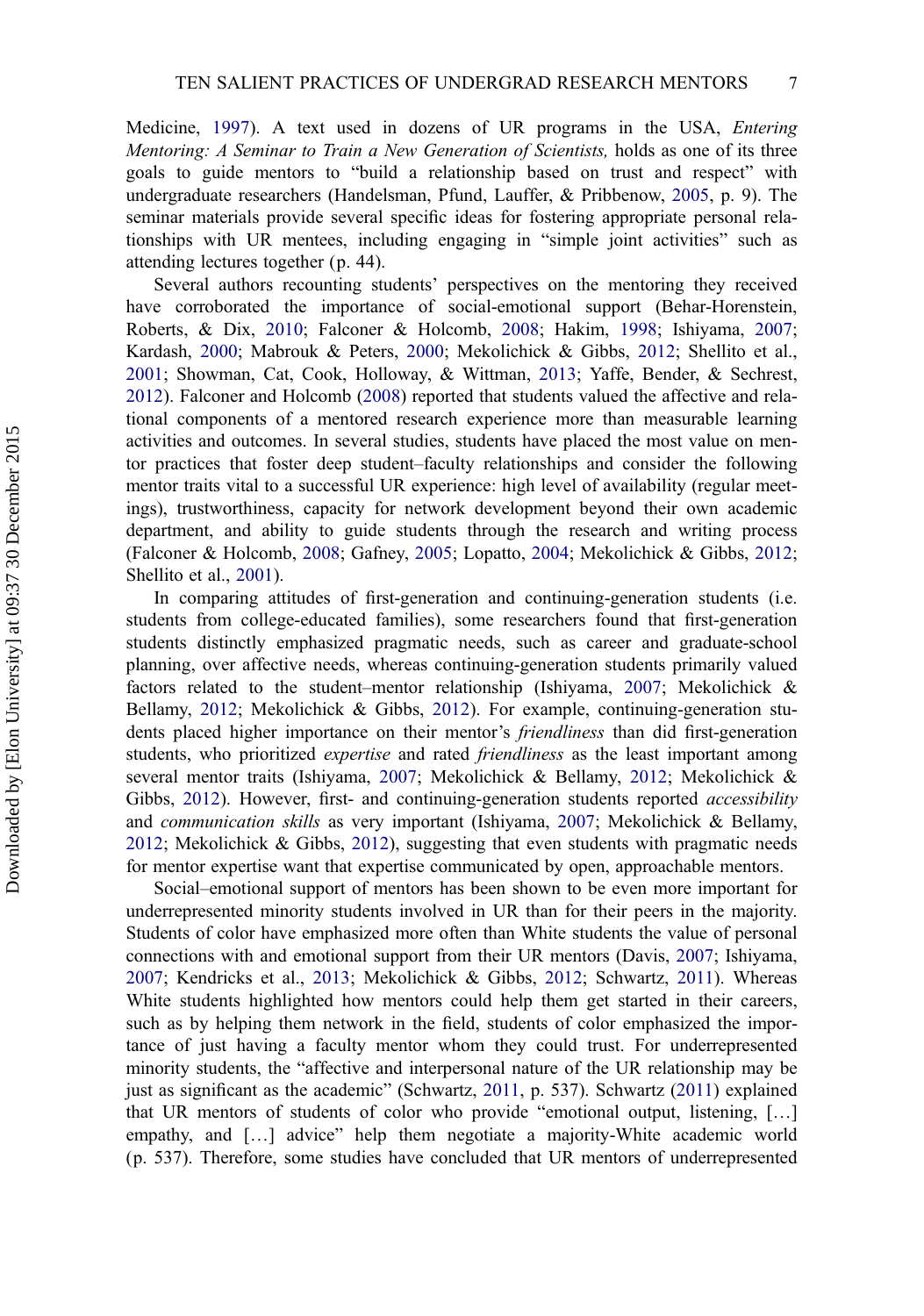Medicine, 1997). A text used in dozens of UR programs in the USA, *Entering Mentoring: A Seminar to Train a New Generation of Scientists,* holds as one of its three goals to guide mentors to "build a relationship based on trust and respect" with undergraduate researchers (Handelsman, Pfund, Lauffer, & Pribbenow, 2005, p. 9). The seminar materials provide several specific ideas for fostering appropriate personal relationships with UR mentees, including engaging in "simple joint activities" such as attending lectures together (p. 44).

Several authors recounting students' perspectives on the mentoring they received have corroborated the importance of social-emotional support (Behar-Horenstein, Roberts, & Dix, 2010; Falconer & Holcomb, 2008; Hakim, 1998; Ishiyama, 2007; Kardash, 2000; Mabrouk & Peters, 2000; Mekolichick & Gibbs, 2012; Shellito et al., 2001; Showman, Cat, Cook, Holloway, & Wittman, 2013; Yaffe, Bender, & Sechrest, 2012). Falconer and Holcomb (2008) reported that students valued the affective and relational components of a mentored research experience more than measurable learning activities and outcomes. In several studies, students have placed the most value on mentor practices that foster deep student–faculty relationships and consider the following mentor traits vital to a successful UR experience: high level of availability (regular meetings), trustworthiness, capacity for network development beyond their own academic department, and ability to guide students through the research and writing process (Falconer & Holcomb, 2008; Gafney, 2005; Lopatto, 2004; Mekolichick & Gibbs, 2012; Shellito et al., 2001).

In comparing attitudes of first-generation and continuing-generation students (i.e. students from college-educated families), some researchers found that first-generation students distinctly emphasized pragmatic needs, such as career and graduate-school planning, over affective needs, whereas continuing-generation students primarily valued factors related to the student–mentor relationship (Ishiyama, 2007; Mekolichick & Bellamy, 2012; Mekolichick & Gibbs, 2012). For example, continuing-generation students placed higher importance on their mentor's *friendliness* than did first-generation students, who prioritized *expertise* and rated *friendliness* as the least important among several mentor traits (Ishiyama, 2007; Mekolichick & Bellamy, 2012; Mekolichick & Gibbs, 2012). However, first- and continuing-generation students reported *accessibility* and *communication skills* as very important (Ishiyama, 2007; Mekolichick & Bellamy, 2012; Mekolichick & Gibbs, 2012), suggesting that even students with pragmatic needs for mentor expertise want that expertise communicated by open, approachable mentors.

Social–emotional support of mentors has been shown to be even more important for underrepresented minority students involved in UR than for their peers in the majority. Students of color have emphasized more often than White students the value of personal connections with and emotional support from their UR mentors (Davis, 2007; Ishiyama, 2007; Kendricks et al., 2013; Mekolichick & Gibbs, 2012; Schwartz, 2011). Whereas White students highlighted how mentors could help them get started in their careers, such as by helping them network in the field, students of color emphasized the importance of just having a faculty mentor whom they could trust. For underrepresented minority students, the "affective and interpersonal nature of the UR relationship may be just as significant as the academic" (Schwartz, 2011, p. 537). Schwartz (2011) explained that UR mentors of students of color who provide "emotional output, listening, […] empathy, and […] advice" help them negotiate a majority-White academic world (p. 537). Therefore, some studies have concluded that UR mentors of underrepresented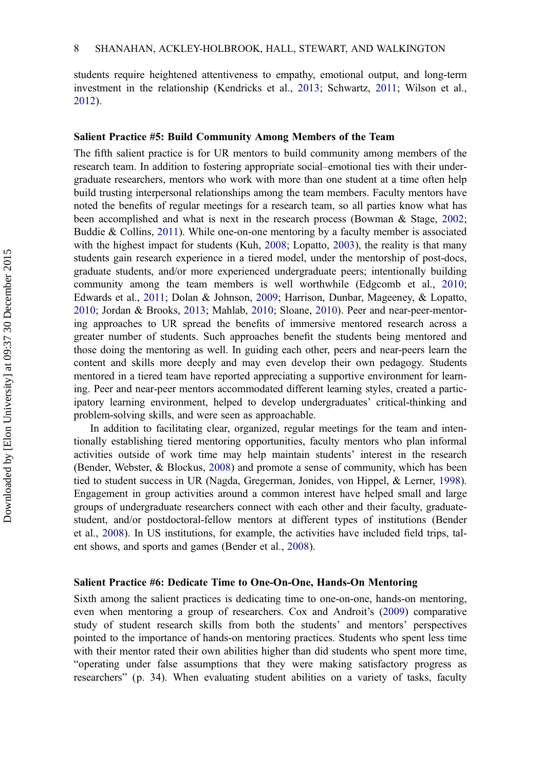students require heightened attentiveness to empathy, emotional output, and long-term investment in the relationship (Kendricks et al., 2013; Schwartz, 2011; Wilson et al., 2012).

### Salient Practice #5: Build Community Among Members of the Team

The fifth salient practice is for UR mentors to build community among members of the research team. In addition to fostering appropriate social–emotional ties with their undergraduate researchers, mentors who work with more than one student at a time often help build trusting interpersonal relationships among the team members. Faculty mentors have noted the benefits of regular meetings for a research team, so all parties know what has been accomplished and what is next in the research process (Bowman & Stage, 2002; Buddie & Collins, 2011). While one-on-one mentoring by a faculty member is associated with the highest impact for students (Kuh, 2008; Lopatto, 2003), the reality is that many students gain research experience in a tiered model, under the mentorship of post-docs, graduate students, and/or more experienced undergraduate peers; intentionally building community among the team members is well worthwhile (Edgcomb et al., 2010; Edwards et al., 2011; Dolan & Johnson, 2009; Harrison, Dunbar, Mageeney, & Lopatto, 2010; Jordan & Brooks, 2013; Mahlab, 2010; Sloane, 2010). Peer and near-peer-mentoring approaches to UR spread the benefits of immersive mentored research across a greater number of students. Such approaches benefit the students being mentored and those doing the mentoring as well. In guiding each other, peers and near-peers learn the content and skills more deeply and may even develop their own pedagogy. Students mentored in a tiered team have reported appreciating a supportive environment for learning. Peer and near-peer mentors accommodated different learning styles, created a participatory learning environment, helped to develop undergraduates' critical-thinking and problem-solving skills, and were seen as approachable.

In addition to facilitating clear, organized, regular meetings for the team and intentionally establishing tiered mentoring opportunities, faculty mentors who plan informal activities outside of work time may help maintain students' interest in the research (Bender, Webster, & Blockus, 2008) and promote a sense of community, which has been tied to student success in UR (Nagda, Gregerman, Jonides, von Hippel, & Lerner, 1998). Engagement in group activities around a common interest have helped small and large groups of undergraduate researchers connect with each other and their faculty, graduate-student, and/or postdoctoral-fellow mentors at different types of institutions (Bender et al., 2008). In US institutions, for example, the activities have included field trips, talent shows, and sports and games (Bender et al., 2008).

### Salient Practice #6: Dedicate Time to One-On-One, Hands-On Mentoring

Sixth among the salient practices is dedicating time to one-on-one, hands-on mentoring, even when mentoring a group of researchers. Cox and Androit's (2009) comparative study of student research skills from both the students' and mentors' perspectives pointed to the importance of hands-on mentoring practices. Students who spent less time with their mentor rated their own abilities higher than did students who spent more time, "operating under false assumptions that they were making satisfactory progress as researchers" (p. 34). When evaluating student abilities on a variety of tasks, faculty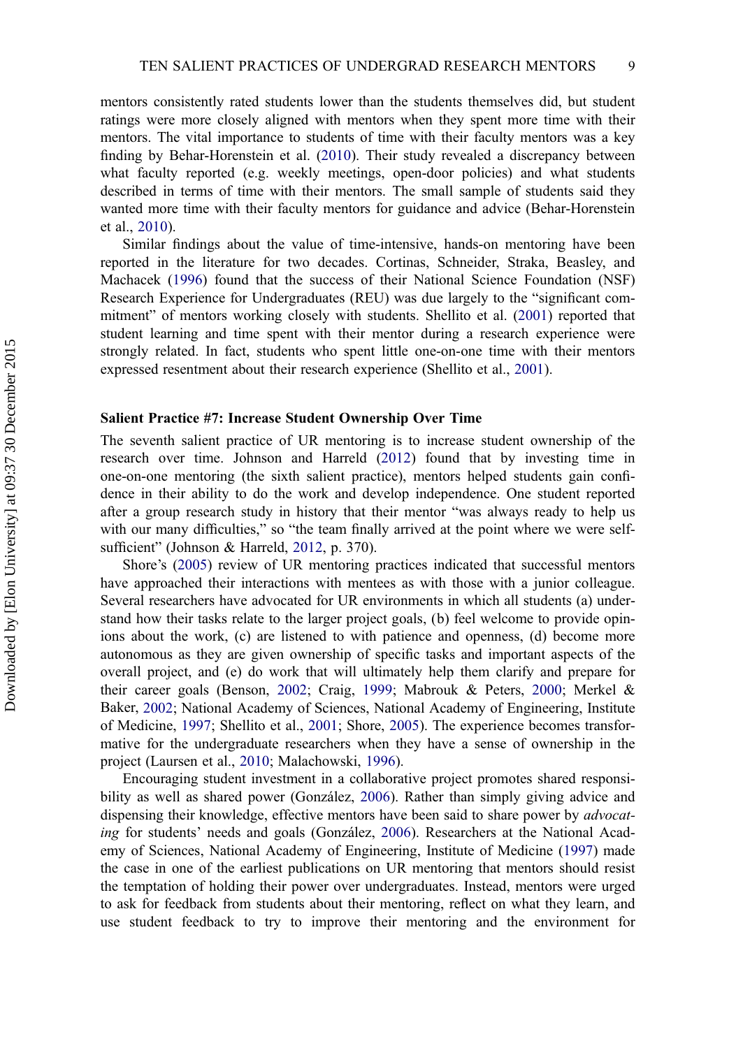mentors consistently rated students lower than the students themselves did, but student ratings were more closely aligned with mentors when they spent more time with their mentors. The vital importance to students of time with their faculty mentors was a key finding by Behar-Horenstein et al. (2010). Their study revealed a discrepancy between what faculty reported (e.g. weekly meetings, open-door policies) and what students described in terms of time with their mentors. The small sample of students said they wanted more time with their faculty mentors for guidance and advice (Behar-Horenstein et al., 2010).

Similar findings about the value of time-intensive, hands-on mentoring have been reported in the literature for two decades. Cortinas, Schneider, Straka, Beasley, and Machacek (1996) found that the success of their National Science Foundation (NSF) Research Experience for Undergraduates (REU) was due largely to the "significant commitment" of mentors working closely with students. Shellito et al. (2001) reported that student learning and time spent with their mentor during a research experience were strongly related. In fact, students who spent little one-on-one time with their mentors expressed resentment about their research experience (Shellito et al., 2001).

### Salient Practice #7: Increase Student Ownership Over Time

The seventh salient practice of UR mentoring is to increase student ownership of the research over time. Johnson and Harreld (2012) found that by investing time in one-on-one mentoring (the sixth salient practice), mentors helped students gain confidence in their ability to do the work and develop independence. One student reported after a group research study in history that their mentor "was always ready to help us with our many difficulties," so "the team finally arrived at the point where we were self-sufficient" (Johnson & Harreld, 2012, p. 370).

Shore's (2005) review of UR mentoring practices indicated that successful mentors have approached their interactions with mentees as with those with a junior colleague. Several researchers have advocated for UR environments in which all students (a) understand how their tasks relate to the larger project goals, (b) feel welcome to provide opinions about the work, (c) are listened to with patience and openness, (d) become more autonomous as they are given ownership of specific tasks and important aspects of the overall project, and (e) do work that will ultimately help them clarify and prepare for their career goals (Benson, 2002; Craig, 1999; Mabrouk & Peters, 2000; Merkel & Baker, 2002; National Academy of Sciences, National Academy of Engineering, Institute of Medicine, 1997; Shellito et al., 2001; Shore, 2005). The experience becomes transformative for the undergraduate researchers when they have a sense of ownership in the project (Laursen et al., 2010; Malachowski, 1996).

Encouraging student investment in a collaborative project promotes shared responsibility as well as shared power (González, 2006). Rather than simply giving advice and dispensing their knowledge, effective mentors have been said to share power by *advocating* for students' needs and goals (González, 2006). Researchers at the National Academy of Sciences, National Academy of Engineering, Institute of Medicine (1997) made the case in one of the earliest publications on UR mentoring that mentors should resist the temptation of holding their power over undergraduates. Instead, mentors were urged to ask for feedback from students about their mentoring, reflect on what they learn, and use student feedback to try to improve their mentoring and the environment for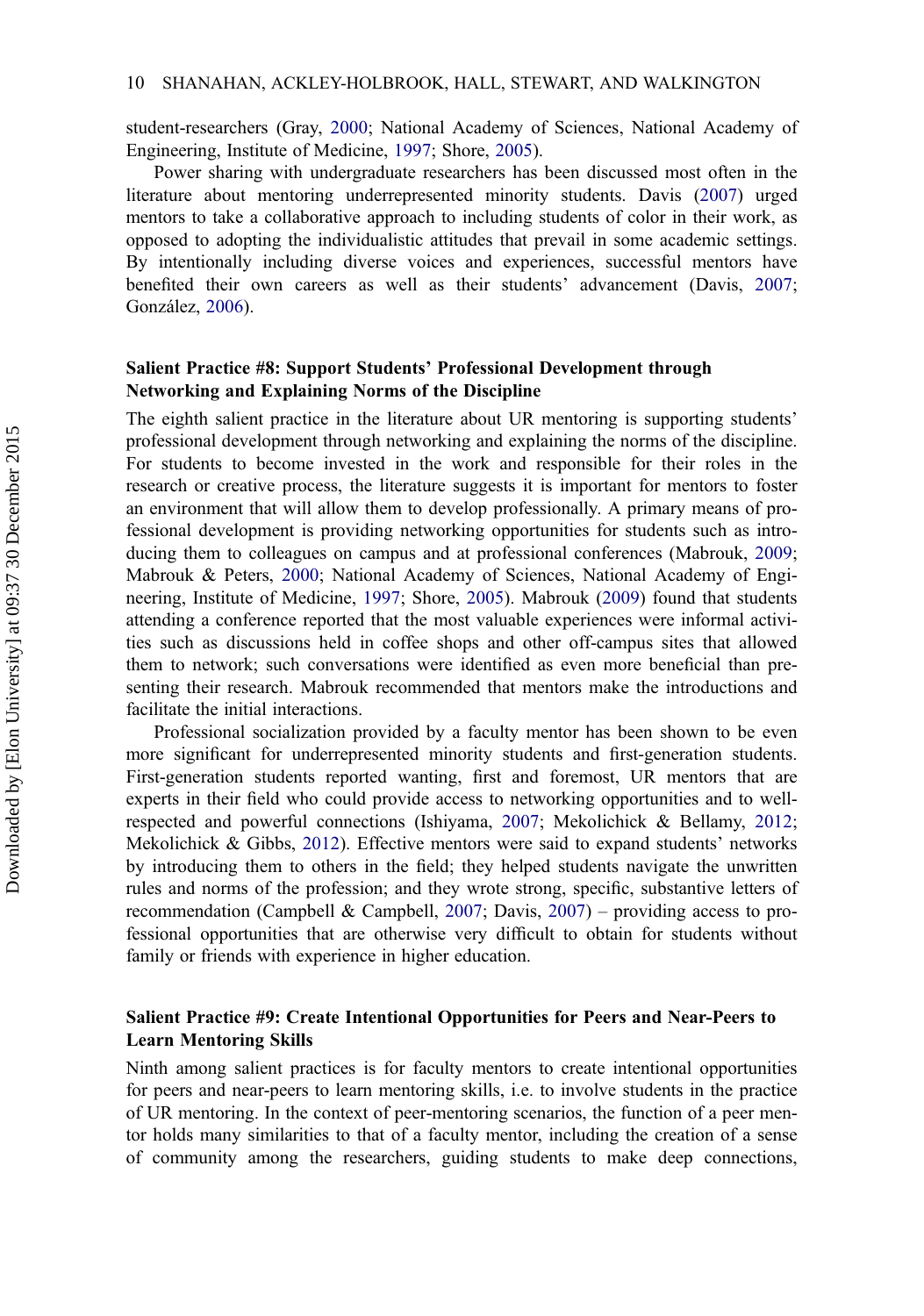student-researchers (Gray, 2000; National Academy of Sciences, National Academy of Engineering, Institute of Medicine, 1997; Shore, 2005).

Power sharing with undergraduate researchers has been discussed most often in the literature about mentoring underrepresented minority students. Davis (2007) urged mentors to take a collaborative approach to including students of color in their work, as opposed to adopting the individualistic attitudes that prevail in some academic settings. By intentionally including diverse voices and experiences, successful mentors have benefited their own careers as well as their students' advancement (Davis, 2007; González, 2006).

### Salient Practice #8: Support Students' Professional Development through Networking and Explaining Norms of the Discipline

The eighth salient practice in the literature about UR mentoring is supporting students' professional development through networking and explaining the norms of the discipline. For students to become invested in the work and responsible for their roles in the research or creative process, the literature suggests it is important for mentors to foster an environment that will allow them to develop professionally. A primary means of professional development is providing networking opportunities for students such as introducing them to colleagues on campus and at professional conferences (Mabrouk, 2009; Mabrouk & Peters, 2000; National Academy of Sciences, National Academy of Engineering, Institute of Medicine, 1997; Shore, 2005). Mabrouk (2009) found that students attending a conference reported that the most valuable experiences were informal activities such as discussions held in coffee shops and other off-campus sites that allowed them to network; such conversations were identified as even more beneficial than presenting their research. Mabrouk recommended that mentors make the introductions and facilitate the initial interactions.

Professional socialization provided by a faculty mentor has been shown to be even more significant for underrepresented minority students and first-generation students. First-generation students reported wanting, first and foremost, UR mentors that are experts in their field who could provide access to networking opportunities and to well-respected and powerful connections (Ishiyama, 2007; Mekolichick & Bellamy, 2012; Mekolichick & Gibbs, 2012). Effective mentors were said to expand students' networks by introducing them to others in the field; they helped students navigate the unwritten rules and norms of the profession; and they wrote strong, specific, substantive letters of recommendation (Campbell & Campbell, 2007; Davis, 2007) – providing access to professional opportunities that are otherwise very difficult to obtain for students without family or friends with experience in higher education.

### Salient Practice #9: Create Intentional Opportunities for Peers and Near-Peers to Learn Mentoring Skills

Ninth among salient practices is for faculty mentors to create intentional opportunities for peers and near-peers to learn mentoring skills, i.e. to involve students in the practice of UR mentoring. In the context of peer-mentoring scenarios, the function of a peer mentor holds many similarities to that of a faculty mentor, including the creation of a sense of community among the researchers, guiding students to make deep connections,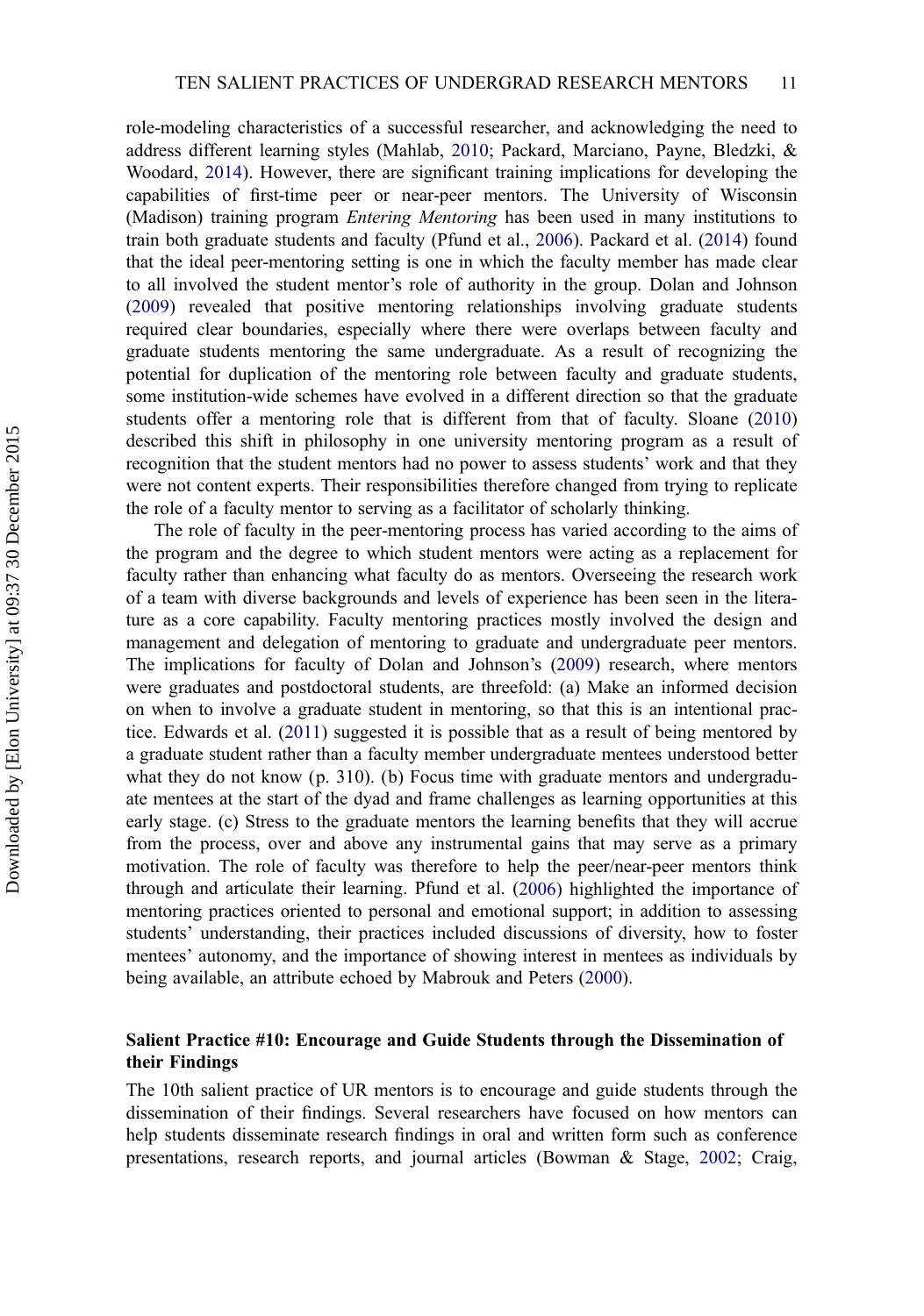role-modeling characteristics of a successful researcher, and acknowledging the need to address different learning styles (Mahlab, 2010; Packard, Marciano, Payne, Bledzki, & Woodard, 2014). However, there are significant training implications for developing the capabilities of first-time peer or near-peer mentors. The University of Wisconsin (Madison) training program *Entering Mentoring* has been used in many institutions to train both graduate students and faculty (Pfund et al., 2006). Packard et al. (2014) found that the ideal peer-mentoring setting is one in which the faculty member has made clear to all involved the student mentor's role of authority in the group. Dolan and Johnson (2009) revealed that positive mentoring relationships involving graduate students required clear boundaries, especially where there were overlaps between faculty and graduate students mentoring the same undergraduate. As a result of recognizing the potential for duplication of the mentoring role between faculty and graduate students, some institution-wide schemes have evolved in a different direction so that the graduate students offer a mentoring role that is different from that of faculty. Sloane (2010) described this shift in philosophy in one university mentoring program as a result of recognition that the student mentors had no power to assess students' work and that they were not content experts. Their responsibilities therefore changed from trying to replicate the role of a faculty mentor to serving as a facilitator of scholarly thinking.

The role of faculty in the peer-mentoring process has varied according to the aims of the program and the degree to which student mentors were acting as a replacement for faculty rather than enhancing what faculty do as mentors. Overseeing the research work of a team with diverse backgrounds and levels of experience has been seen in the literature as a core capability. Faculty mentoring practices mostly involved the design and management and delegation of mentoring to graduate and undergraduate peer mentors. The implications for faculty of Dolan and Johnson's (2009) research, where mentors were graduates and postdoctoral students, are threefold: (a) Make an informed decision on when to involve a graduate student in mentoring, so that this is an intentional practice. Edwards et al. (2011) suggested it is possible that as a result of being mentored by a graduate student rather than a faculty member undergraduate mentees understood better what they do not know (p. 310). (b) Focus time with graduate mentors and undergraduate mentees at the start of the dyad and frame challenges as learning opportunities at this early stage. (c) Stress to the graduate mentors the learning benefits that they will accrue from the process, over and above any instrumental gains that may serve as a primary motivation. The role of faculty was therefore to help the peer/near-peer mentors think through and articulate their learning. Pfund et al. (2006) highlighted the importance of mentoring practices oriented to personal and emotional support; in addition to assessing students' understanding, their practices included discussions of diversity, how to foster mentees' autonomy, and the importance of showing interest in mentees as individuals by being available, an attribute echoed by Mabrouk and Peters (2000).

### Salient Practice #10: Encourage and Guide Students through the Dissemination of their Findings

The 10th salient practice of UR mentors is to encourage and guide students through the dissemination of their findings. Several researchers have focused on how mentors can help students disseminate research findings in oral and written form such as conference presentations, research reports, and journal articles (Bowman & Stage, 2002; Craig,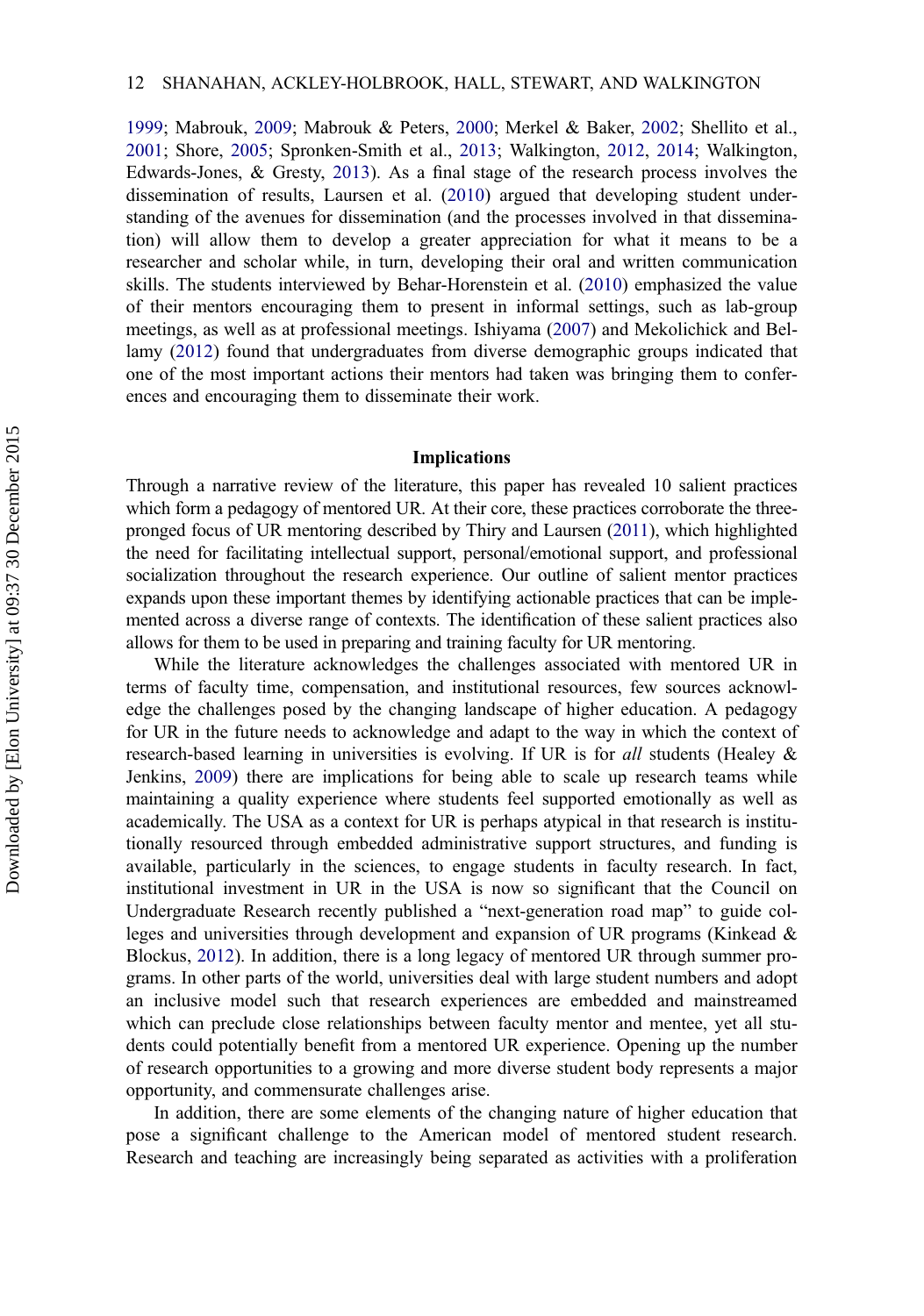1999; Mabrouk, 2009; Mabrouk & Peters, 2000; Merkel & Baker, 2002; Shellito et al., 2001; Shore, 2005; Spronken-Smith et al., 2013; Walkington, 2012, 2014; Walkington, Edwards-Jones, & Gresty, 2013). As a final stage of the research process involves the dissemination of results, Laursen et al. (2010) argued that developing student understanding of the avenues for dissemination (and the processes involved in that dissemination) will allow them to develop a greater appreciation for what it means to be a researcher and scholar while, in turn, developing their oral and written communication skills. The students interviewed by Behar-Horenstein et al. (2010) emphasized the value of their mentors encouraging them to present in informal settings, such as lab-group meetings, as well as at professional meetings. Ishiyama (2007) and Mekolichick and Bellamy (2012) found that undergraduates from diverse demographic groups indicated that one of the most important actions their mentors had taken was bringing them to conferences and encouraging them to disseminate their work.

## Implications

Through a narrative review of the literature, this paper has revealed 10 salient practices which form a pedagogy of mentored UR. At their core, these practices corroborate the three-pronged focus of UR mentoring described by Thiry and Laursen (2011), which highlighted the need for facilitating intellectual support, personal/emotional support, and professional socialization throughout the research experience. Our outline of salient mentor practices expands upon these important themes by identifying actionable practices that can be implemented across a diverse range of contexts. The identification of these salient practices also allows for them to be used in preparing and training faculty for UR mentoring.

While the literature acknowledges the challenges associated with mentored UR in terms of faculty time, compensation, and institutional resources, few sources acknowledge the challenges posed by the changing landscape of higher education. A pedagogy for UR in the future needs to acknowledge and adapt to the way in which the context of research-based learning in universities is evolving. If UR is for *all* students (Healey & Jenkins, 2009) there are implications for being able to scale up research teams while maintaining a quality experience where students feel supported emotionally as well as academically. The USA as a context for UR is perhaps atypical in that research is institutionally resourced through embedded administrative support structures, and funding is available, particularly in the sciences, to engage students in faculty research. In fact, institutional investment in UR in the USA is now so significant that the Council on Undergraduate Research recently published a "next-generation road map" to guide colleges and universities through development and expansion of UR programs (Kinkead & Blockus, 2012). In addition, there is a long legacy of mentored UR through summer programs. In other parts of the world, universities deal with large student numbers and adopt an inclusive model such that research experiences are embedded and mainstreamed which can preclude close relationships between faculty mentor and mentee, yet all students could potentially benefit from a mentored UR experience. Opening up the number of research opportunities to a growing and more diverse student body represents a major opportunity, and commensurate challenges arise.

In addition, there are some elements of the changing nature of higher education that pose a significant challenge to the American model of mentored student research. Research and teaching are increasingly being separated as activities with a proliferation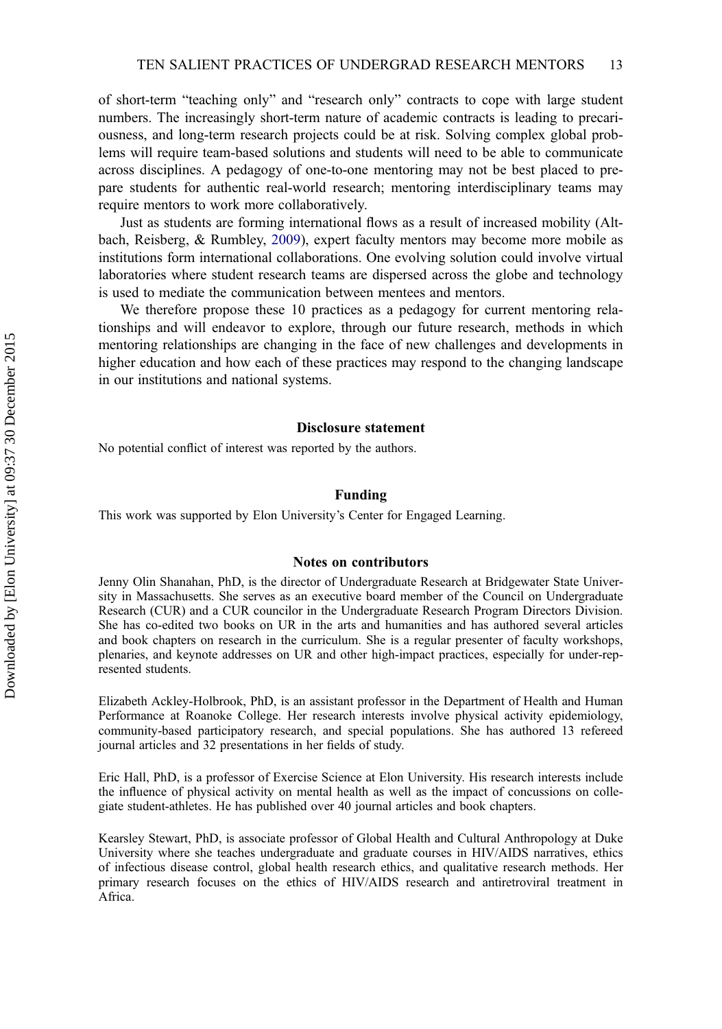of short-term "teaching only" and "research only" contracts to cope with large student numbers. The increasingly short-term nature of academic contracts is leading to precariousness, and long-term research projects could be at risk. Solving complex global problems will require team-based solutions and students will need to be able to communicate across disciplines. A pedagogy of one-to-one mentoring may not be best placed to prepare students for authentic real-world research; mentoring interdisciplinary teams may require mentors to work more collaboratively.

Just as students are forming international flows as a result of increased mobility (Altbach, Reisberg, & Rumbley, 2009), expert faculty mentors may become more mobile as institutions form international collaborations. One evolving solution could involve virtual laboratories where student research teams are dispersed across the globe and technology is used to mediate the communication between mentees and mentors.

We therefore propose these 10 practices as a pedagogy for current mentoring relationships and will endeavor to explore, through our future research, methods in which mentoring relationships are changing in the face of new challenges and developments in higher education and how each of these practices may respond to the changing landscape in our institutions and national systems.

## Disclosure statement

No potential conflict of interest was reported by the authors.

## Funding

This work was supported by Elon University's Center for Engaged Learning.

## Notes on contributors

Jenny Olin Shanahan, PhD, is the director of Undergraduate Research at Bridgewater State University in Massachusetts. She serves as an executive board member of the Council on Undergraduate Research (CUR) and a CUR councilor in the Undergraduate Research Program Directors Division. She has co-edited two books on UR in the arts and humanities and has authored several articles and book chapters on research in the curriculum. She is a regular presenter of faculty workshops, plenaries, and keynote addresses on UR and other high-impact practices, especially for under-represented students.

Elizabeth Ackley-Holbrook, PhD, is an assistant professor in the Department of Health and Human Performance at Roanoke College. Her research interests involve physical activity epidemiology, community-based participatory research, and special populations. She has authored 13 refereed journal articles and 32 presentations in her fields of study.

Eric Hall, PhD, is a professor of Exercise Science at Elon University. His research interests include the influence of physical activity on mental health as well as the impact of concussions on collegiate student-athletes. He has published over 40 journal articles and book chapters.

Kearsley Stewart, PhD, is associate professor of Global Health and Cultural Anthropology at Duke University where she teaches undergraduate and graduate courses in HIV/AIDS narratives, ethics of infectious disease control, global health research ethics, and qualitative research methods. Her primary research focuses on the ethics of HIV/AIDS research and antiretroviral treatment in Africa.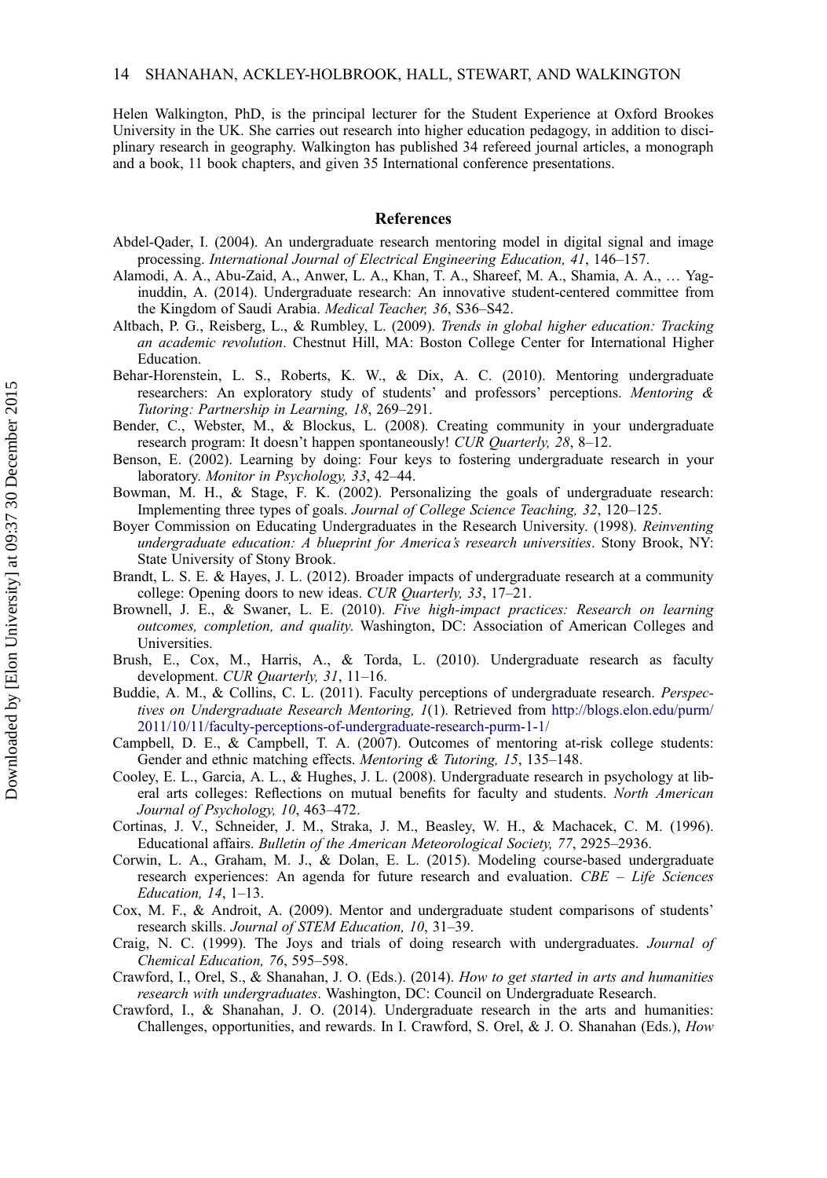Helen Walkington, PhD, is the principal lecturer for the Student Experience at Oxford Brookes University in the UK. She carries out research into higher education pedagogy, in addition to disciplinary research in geography. Walkington has published 34 refereed journal articles, a monograph and a book, 11 book chapters, and given 35 International conference presentations.

## References

Abdel-Qader, I. (2004). An undergraduate research mentoring model in digital signal and image processing. *International Journal of Electrical Engineering Education, 41*, 146–157.

Alamodi, A. A., Abu-Zaid, A., Anwer, L. A., Khan, T. A., Shareef, M. A., Shamia, A. A., … Yaginuddin, A. (2014). Undergraduate research: An innovative student-centered committee from the Kingdom of Saudi Arabia. *Medical Teacher, 36*, S36–S42.

Altbach, P. G., Reisberg, L., & Rumbley, L. (2009). *Trends in global higher education: Tracking an academic revolution*. Chestnut Hill, MA: Boston College Center for International Higher Education.

Behar-Horenstein, L. S., Roberts, K. W., & Dix, A. C. (2010). Mentoring undergraduate researchers: An exploratory study of students' and professors' perceptions. *Mentoring & Tutoring: Partnership in Learning, 18*, 269–291.

Bender, C., Webster, M., & Blockus, L. (2008). Creating community in your undergraduate research program: It doesn't happen spontaneously! *CUR Quarterly, 28*, 8–12.

Benson, E. (2002). Learning by doing: Four keys to fostering undergraduate research in your laboratory. *Monitor in Psychology, 33*, 42–44.

Bowman, M. H., & Stage, F. K. (2002). Personalizing the goals of undergraduate research: Implementing three types of goals. *Journal of College Science Teaching, 32*, 120–125.

Boyer Commission on Educating Undergraduates in the Research University. (1998). *Reinventing undergraduate education: A blueprint for America's research universities*. Stony Brook, NY: State University of Stony Brook.

Brandt, L. S. E. & Hayes, J. L. (2012). Broader impacts of undergraduate research at a community college: Opening doors to new ideas. *CUR Quarterly, 33*, 17–21.

Brownell, J. E., & Swaner, L. E. (2010). *Five high-impact practices: Research on learning outcomes, completion, and quality*. Washington, DC: Association of American Colleges and Universities.

Brush, E., Cox, M., Harris, A., & Torda, L. (2010). Undergraduate research as faculty development. *CUR Quarterly, 31*, 11–16.

Buddie, A. M., & Collins, C. L. (2011). Faculty perceptions of undergraduate research. *Perspectives on Undergraduate Research Mentoring, 1*(1). Retrieved from http://blogs.elon.edu/purm/2011/10/11/faculty-perceptions-of-undergraduate-research-purm-1-1/

Campbell, D. E., & Campbell, T. A. (2007). Outcomes of mentoring at-risk college students: Gender and ethnic matching effects. *Mentoring & Tutoring, 15*, 135–148.

Cooley, E. L., Garcia, A. L., & Hughes, J. L. (2008). Undergraduate research in psychology at liberal arts colleges: Reflections on mutual benefits for faculty and students. *North American Journal of Psychology, 10*, 463–472.

Cortinas, J. V., Schneider, J. M., Straka, J. M., Beasley, W. H., & Machacek, C. M. (1996). Educational affairs. *Bulletin of the American Meteorological Society, 77*, 2925–2936.

Corwin, L. A., Graham, M. J., & Dolan, E. L. (2015). Modeling course-based undergraduate research experiences: An agenda for future research and evaluation. *CBE – Life Sciences Education, 14*, 1–13.

Cox, M. F., & Androit, A. (2009). Mentor and undergraduate student comparisons of students' research skills. *Journal of STEM Education, 10*, 31–39.

Craig, N. C. (1999). The Joys and trials of doing research with undergraduates. *Journal of Chemical Education, 76*, 595–598.

Crawford, I., Orel, S., & Shanahan, J. O. (Eds.). (2014). *How to get started in arts and humanities research with undergraduates*. Washington, DC: Council on Undergraduate Research.

Crawford, I., & Shanahan, J. O. (2014). Undergraduate research in the arts and humanities: Challenges, opportunities, and rewards. In I. Crawford, S. Orel, & J. O. Shanahan (Eds.), *How*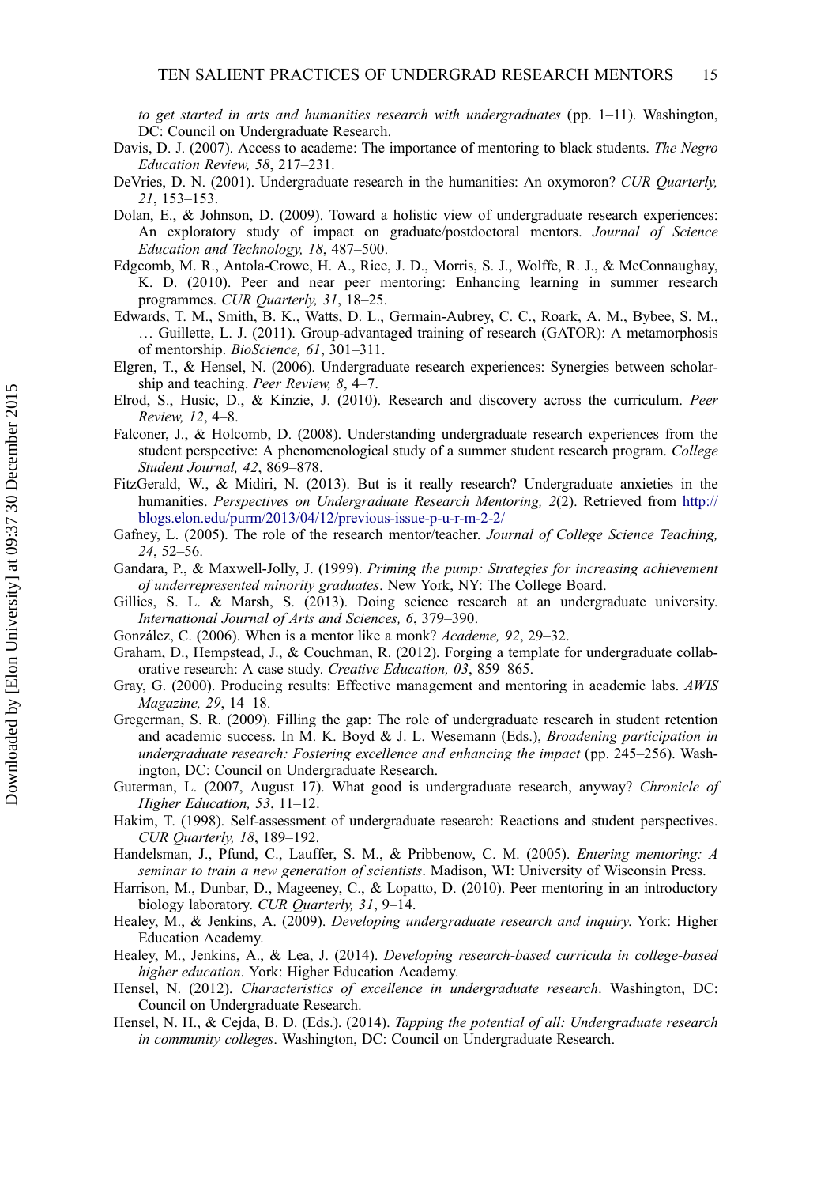*to get started in arts and humanities research with undergraduates* (pp. 1–11). Washington, DC: Council on Undergraduate Research.

Davis, D. J. (2007). Access to academe: The importance of mentoring to black students. *The Negro Education Review, 58*, 217–231.

DeVries, D. N. (2001). Undergraduate research in the humanities: An oxymoron? *CUR Quarterly, 21*, 153–153.

Dolan, E., & Johnson, D. (2009). Toward a holistic view of undergraduate research experiences: An exploratory study of impact on graduate/postdoctoral mentors. *Journal of Science Education and Technology, 18*, 487–500.

Edgcomb, M. R., Antola-Crowe, H. A., Rice, J. D., Morris, S. J., Wolffe, R. J., & McConnaughay, K. D. (2010). Peer and near peer mentoring: Enhancing learning in summer research programmes. *CUR Quarterly, 31*, 18–25.

Edwards, T. M., Smith, B. K., Watts, D. L., Germain-Aubrey, C. C., Roark, A. M., Bybee, S. M., … Guillette, L. J. (2011). Group-advantaged training of research (GATOR): A metamorphosis of mentorship. *BioScience, 61*, 301–311.

Elgren, T., & Hensel, N. (2006). Undergraduate research experiences: Synergies between scholarship and teaching. *Peer Review, 8*, 4–7.

Elrod, S., Husic, D., & Kinzie, J. (2010). Research and discovery across the curriculum. *Peer Review, 12*, 4–8.

Falconer, J., & Holcomb, D. (2008). Understanding undergraduate research experiences from the student perspective: A phenomenological study of a summer student research program. *College Student Journal, 42*, 869–878.

FitzGerald, W., & Midiri, N. (2013). But is it really research? Undergraduate anxieties in the humanities. *Perspectives on Undergraduate Research Mentoring, 2*(2). Retrieved from http://blogs.elon.edu/purm/2013/04/12/previous-issue-p-u-r-m-2-2/

Gafney, L. (2005). The role of the research mentor/teacher. *Journal of College Science Teaching, 24*, 52–56.

Gandara, P., & Maxwell-Jolly, J. (1999). *Priming the pump: Strategies for increasing achievement of underrepresented minority graduates*. New York, NY: The College Board.

Gillies, S. L. & Marsh, S. (2013). Doing science research at an undergraduate university. *International Journal of Arts and Sciences, 6*, 379–390.

González, C. (2006). When is a mentor like a monk? *Academe, 92*, 29–32.

Graham, D., Hempstead, J., & Couchman, R. (2012). Forging a template for undergraduate collaborative research: A case study. *Creative Education, 03*, 859–865.

Gray, G. (2000). Producing results: Effective management and mentoring in academic labs. *AWIS Magazine, 29*, 14–18.

Gregerman, S. R. (2009). Filling the gap: The role of undergraduate research in student retention and academic success. In M. K. Boyd & J. L. Wesemann (Eds.), *Broadening participation in undergraduate research: Fostering excellence and enhancing the impact* (pp. 245–256). Washington, DC: Council on Undergraduate Research.

Guterman, L. (2007, August 17). What good is undergraduate research, anyway? *Chronicle of Higher Education, 53*, 11–12.

Hakim, T. (1998). Self-assessment of undergraduate research: Reactions and student perspectives. *CUR Quarterly, 18*, 189–192.

Handelsman, J., Pfund, C., Lauffer, S. M., & Pribbenow, C. M. (2005). *Entering mentoring: A seminar to train a new generation of scientists*. Madison, WI: University of Wisconsin Press.

Harrison, M., Dunbar, D., Mageeney, C., & Lopatto, D. (2010). Peer mentoring in an introductory biology laboratory. *CUR Quarterly, 31*, 9–14.

Healey, M., & Jenkins, A. (2009). *Developing undergraduate research and inquiry*. York: Higher Education Academy.

Healey, M., Jenkins, A., & Lea, J. (2014). *Developing research-based curricula in college-based higher education*. York: Higher Education Academy.

Hensel, N. (2012). *Characteristics of excellence in undergraduate research*. Washington, DC: Council on Undergraduate Research.

Hensel, N. H., & Cejda, B. D. (Eds.). (2014). *Tapping the potential of all: Undergraduate research in community colleges*. Washington, DC: Council on Undergraduate Research.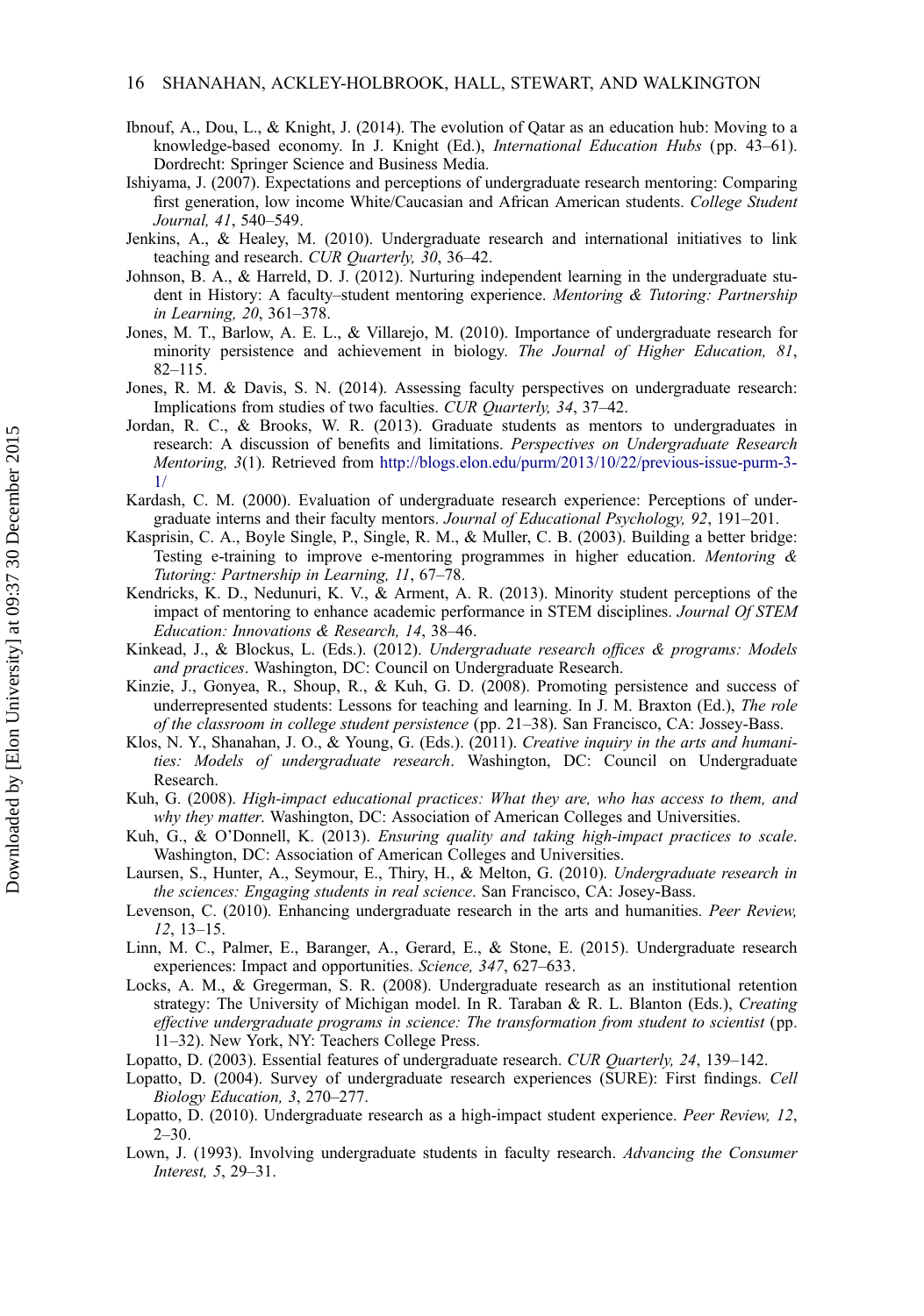Ibnouf, A., Dou, L., & Knight, J. (2014). The evolution of Qatar as an education hub: Moving to a knowledge-based economy. In J. Knight (Ed.), *International Education Hubs* (pp. 43–61). Dordrecht: Springer Science and Business Media.

Ishiyama, J. (2007). Expectations and perceptions of undergraduate research mentoring: Comparing first generation, low income White/Caucasian and African American students. *College Student Journal, 41*, 540–549.

Jenkins, A., & Healey, M. (2010). Undergraduate research and international initiatives to link teaching and research. *CUR Quarterly, 30*, 36–42.

Johnson, B. A., & Harreld, D. J. (2012). Nurturing independent learning in the undergraduate student in History: A faculty–student mentoring experience. *Mentoring & Tutoring: Partnership in Learning, 20*, 361–378.

Jones, M. T., Barlow, A. E. L., & Villarejo, M. (2010). Importance of undergraduate research for minority persistence and achievement in biology. *The Journal of Higher Education, 81*, 82–115.

Jones, R. M. & Davis, S. N. (2014). Assessing faculty perspectives on undergraduate research: Implications from studies of two faculties. *CUR Quarterly, 34*, 37–42.

Jordan, R. C., & Brooks, W. R. (2013). Graduate students as mentors to undergraduates in research: A discussion of benefits and limitations. *Perspectives on Undergraduate Research Mentoring, 3*(1). Retrieved from http://blogs.elon.edu/purm/2013/10/22/previous-issue-purm-3-1/

Kardash, C. M. (2000). Evaluation of undergraduate research experience: Perceptions of undergraduate interns and their faculty mentors. *Journal of Educational Psychology, 92*, 191–201.

Kasprisin, C. A., Boyle Single, P., Single, R. M., & Muller, C. B. (2003). Building a better bridge: Testing e-training to improve e-mentoring programmes in higher education. *Mentoring & Tutoring: Partnership in Learning, 11*, 67–78.

Kendricks, K. D., Nedunuri, K. V., & Arment, A. R. (2013). Minority student perceptions of the impact of mentoring to enhance academic performance in STEM disciplines. *Journal Of STEM Education: Innovations & Research, 14*, 38–46.

Kinkead, J., & Blockus, L. (Eds.). (2012). *Undergraduate research offices & programs: Models and practices*. Washington, DC: Council on Undergraduate Research.

Kinzie, J., Gonyea, R., Shoup, R., & Kuh, G. D. (2008). Promoting persistence and success of underrepresented students: Lessons for teaching and learning. In J. M. Braxton (Ed.), *The role of the classroom in college student persistence* (pp. 21–38). San Francisco, CA: Jossey-Bass.

Klos, N. Y., Shanahan, J. O., & Young, G. (Eds.). (2011). *Creative inquiry in the arts and humanities: Models of undergraduate research*. Washington, DC: Council on Undergraduate Research.

Kuh, G. (2008). *High-impact educational practices: What they are, who has access to them, and why they matter.* Washington, DC: Association of American Colleges and Universities.

Kuh, G., & O'Donnell, K. (2013). *Ensuring quality and taking high-impact practices to scale*. Washington, DC: Association of American Colleges and Universities.

Laursen, S., Hunter, A., Seymour, E., Thiry, H., & Melton, G. (2010). *Undergraduate research in the sciences: Engaging students in real science*. San Francisco, CA: Josey-Bass.

Levenson, C. (2010). Enhancing undergraduate research in the arts and humanities. *Peer Review, 12*, 13–15.

Linn, M. C., Palmer, E., Baranger, A., Gerard, E., & Stone, E. (2015). Undergraduate research experiences: Impact and opportunities. *Science, 347*, 627–633.

Locks, A. M., & Gregerman, S. R. (2008). Undergraduate research as an institutional retention strategy: The University of Michigan model. In R. Taraban & R. L. Blanton (Eds.), *Creating effective undergraduate programs in science: The transformation from student to scientist* (pp. 11–32). New York, NY: Teachers College Press.

Lopatto, D. (2003). Essential features of undergraduate research. *CUR Quarterly, 24*, 139–142.

Lopatto, D. (2004). Survey of undergraduate research experiences (SURE): First findings. *Cell Biology Education, 3*, 270–277.

Lopatto, D. (2010). Undergraduate research as a high-impact student experience. *Peer Review, 12*, 2–30.

Lown, J. (1993). Involving undergraduate students in faculty research. *Advancing the Consumer Interest, 5*, 29–31.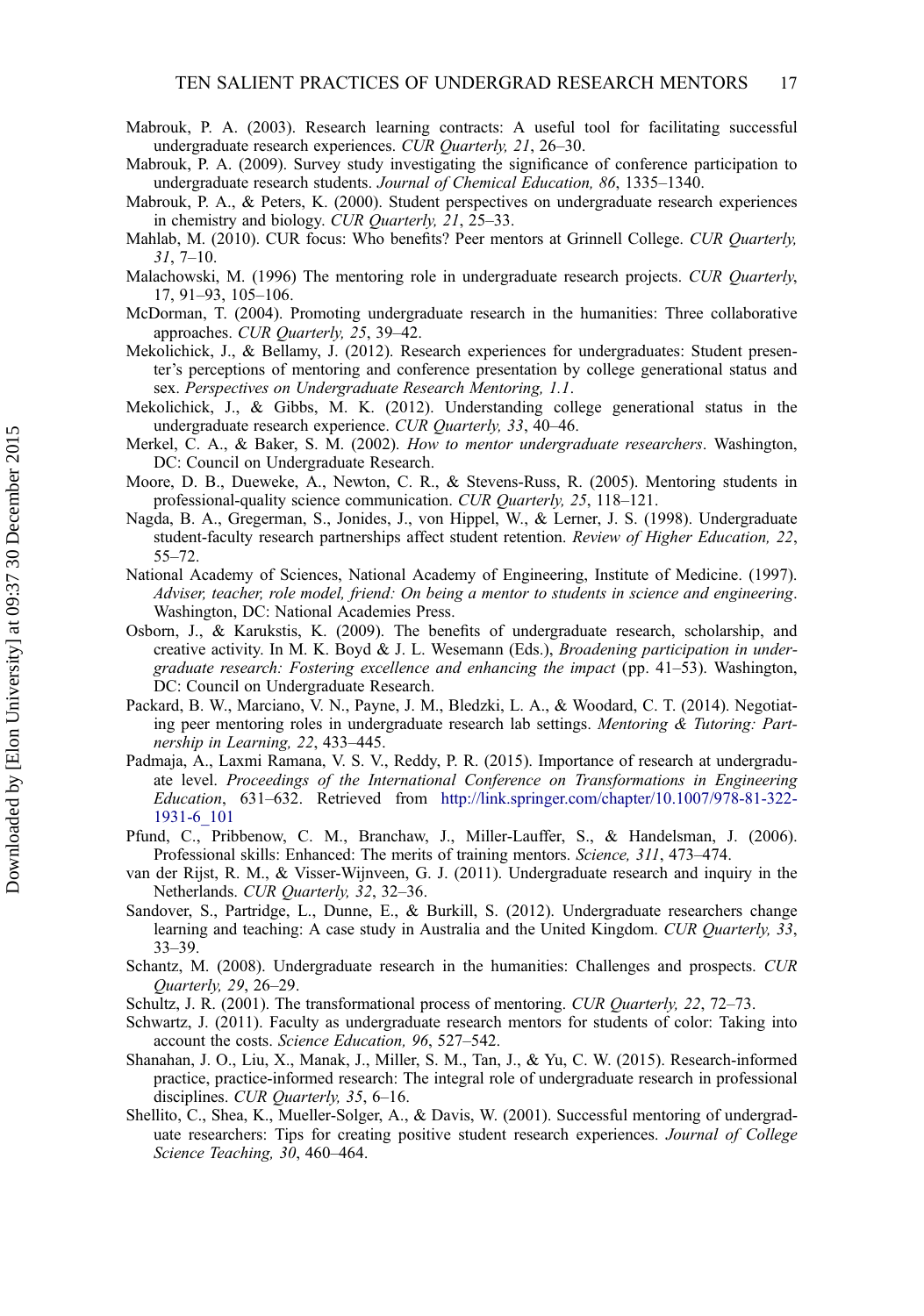Mabrouk, P. A. (2003). Research learning contracts: A useful tool for facilitating successful undergraduate research experiences. *CUR Quarterly, 21*, 26–30.

Mabrouk, P. A. (2009). Survey study investigating the significance of conference participation to undergraduate research students. *Journal of Chemical Education, 86*, 1335–1340.

Mabrouk, P. A., & Peters, K. (2000). Student perspectives on undergraduate research experiences in chemistry and biology. *CUR Quarterly, 21*, 25–33.

Mahlab, M. (2010). CUR focus: Who benefits? Peer mentors at Grinnell College. *CUR Quarterly, 31*, 7–10.

Malachowski, M. (1996) The mentoring role in undergraduate research projects. *CUR Quarterly*, 17, 91–93, 105–106.

McDorman, T. (2004). Promoting undergraduate research in the humanities: Three collaborative approaches. *CUR Quarterly, 25*, 39–42.

Mekolichick, J., & Bellamy, J. (2012). Research experiences for undergraduates: Student presenter's perceptions of mentoring and conference presentation by college generational status and sex. *Perspectives on Undergraduate Research Mentoring, 1.1*.

Mekolichick, J., & Gibbs, M. K. (2012). Understanding college generational status in the undergraduate research experience. *CUR Quarterly, 33*, 40–46.

Merkel, C. A., & Baker, S. M. (2002). *How to mentor undergraduate researchers*. Washington, DC: Council on Undergraduate Research.

Moore, D. B., Dueweke, A., Newton, C. R., & Stevens-Russ, R. (2005). Mentoring students in professional-quality science communication. *CUR Quarterly, 25*, 118–121.

Nagda, B. A., Gregerman, S., Jonides, J., von Hippel, W., & Lerner, J. S. (1998). Undergraduate student-faculty research partnerships affect student retention. *Review of Higher Education, 22*, 55–72.

National Academy of Sciences, National Academy of Engineering, Institute of Medicine. (1997). *Adviser, teacher, role model, friend: On being a mentor to students in science and engineering*. Washington, DC: National Academies Press.

Osborn, J., & Karukstis, K. (2009). The benefits of undergraduate research, scholarship, and creative activity. In M. K. Boyd & J. L. Wesemann (Eds.), *Broadening participation in undergraduate research: Fostering excellence and enhancing the impact* (pp. 41–53). Washington, DC: Council on Undergraduate Research.

Packard, B. W., Marciano, V. N., Payne, J. M., Bledzki, L. A., & Woodard, C. T. (2014). Negotiating peer mentoring roles in undergraduate research lab settings. *Mentoring & Tutoring: Partnership in Learning, 22*, 433–445.

Padmaja, A., Laxmi Ramana, V. S. V., Reddy, P. R. (2015). Importance of research at undergraduate level. *Proceedings of the International Conference on Transformations in Engineering Education*, 631–632. Retrieved from http://link.springer.com/chapter/10.1007/978-81-322-1931-6_101

Pfund, C., Pribbenow, C. M., Branchaw, J., Miller-Lauffer, S., & Handelsman, J. (2006). Professional skills: Enhanced: The merits of training mentors. *Science, 311*, 473–474.

van der Rijst, R. M., & Visser-Wijnveen, G. J. (2011). Undergraduate research and inquiry in the Netherlands. *CUR Quarterly, 32*, 32–36.

Sandover, S., Partridge, L., Dunne, E., & Burkill, S. (2012). Undergraduate researchers change learning and teaching: A case study in Australia and the United Kingdom. *CUR Quarterly, 33*, 33–39.

Schantz, M. (2008). Undergraduate research in the humanities: Challenges and prospects. *CUR Quarterly, 29*, 26–29.

Schultz, J. R. (2001). The transformational process of mentoring. *CUR Quarterly, 22*, 72–73.

Schwartz, J. (2011). Faculty as undergraduate research mentors for students of color: Taking into account the costs. *Science Education, 96*, 527–542.

Shanahan, J. O., Liu, X., Manak, J., Miller, S. M., Tan, J., & Yu, C. W. (2015). Research-informed practice, practice-informed research: The integral role of undergraduate research in professional disciplines. *CUR Quarterly, 35*, 6–16.

Shellito, C., Shea, K., Mueller-Solger, A., & Davis, W. (2001). Successful mentoring of undergraduate researchers: Tips for creating positive student research experiences. *Journal of College Science Teaching, 30*, 460–464.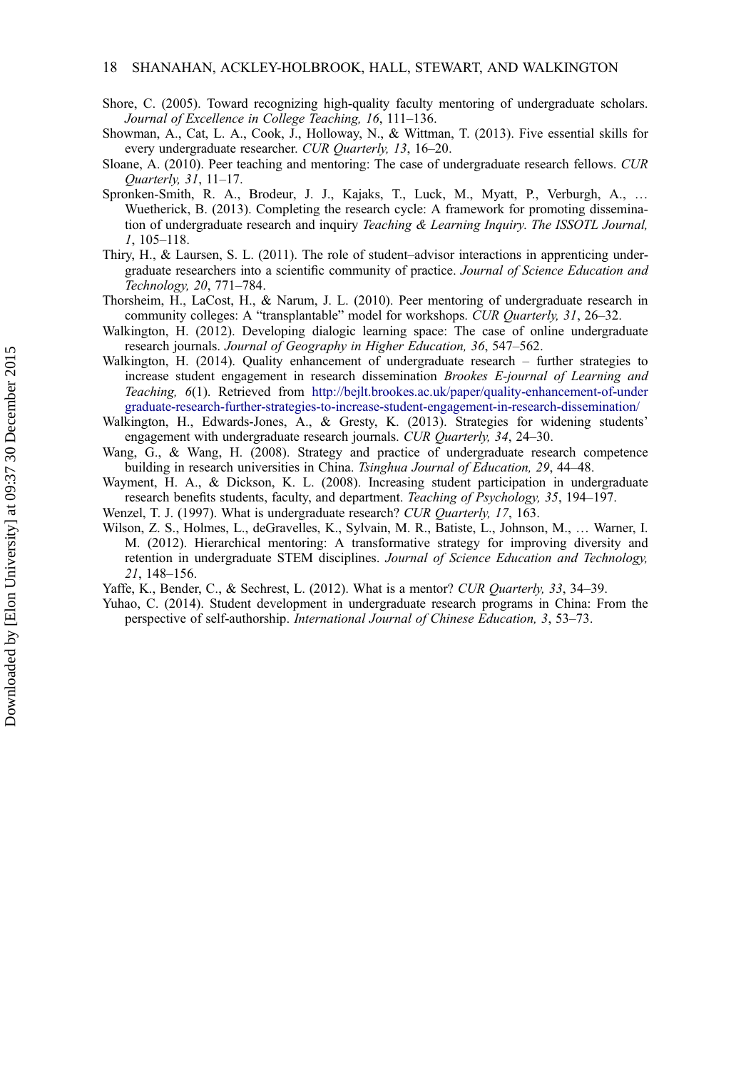Shore, C. (2005). Toward recognizing high-quality faculty mentoring of undergraduate scholars. *Journal of Excellence in College Teaching, 16*, 111–136.

Showman, A., Cat, L. A., Cook, J., Holloway, N., & Wittman, T. (2013). Five essential skills for every undergraduate researcher. *CUR Quarterly, 13*, 16–20.

Sloane, A. (2010). Peer teaching and mentoring: The case of undergraduate research fellows. *CUR Quarterly, 31*, 11–17.

Spronken-Smith, R. A., Brodeur, J. J., Kajaks, T., Luck, M., Myatt, P., Verburgh, A., … Wuetherick, B. (2013). Completing the research cycle: A framework for promoting dissemination of undergraduate research and inquiry *Teaching & Learning Inquiry. The ISSOTL Journal, 1*, 105–118.

Thiry, H., & Laursen, S. L. (2011). The role of student–advisor interactions in apprenticing undergraduate researchers into a scientific community of practice. *Journal of Science Education and Technology, 20*, 771–784.

Thorsheim, H., LaCost, H., & Narum, J. L. (2010). Peer mentoring of undergraduate research in community colleges: A "transplantable" model for workshops. *CUR Quarterly, 31*, 26–32.

Walkington, H. (2012). Developing dialogic learning space: The case of online undergraduate research journals. *Journal of Geography in Higher Education, 36*, 547–562.

Walkington, H. (2014). Quality enhancement of undergraduate research – further strategies to increase student engagement in research dissemination *Brookes E-journal of Learning and Teaching, 6*(1). Retrieved from http://bejlt.brookes.ac.uk/paper/quality-enhancement-of-undergraduate-research-further-strategies-to-increase-student-engagement-in-research-dissemination/

Walkington, H., Edwards-Jones, A., & Gresty, K. (2013). Strategies for widening students' engagement with undergraduate research journals. *CUR Quarterly, 34*, 24–30.

Wang, G., & Wang, H. (2008). Strategy and practice of undergraduate research competence building in research universities in China. *Tsinghua Journal of Education, 29*, 44–48.

Wayment, H. A., & Dickson, K. L. (2008). Increasing student participation in undergraduate research benefits students, faculty, and department. *Teaching of Psychology, 35*, 194–197.

Wenzel, T. J. (1997). What is undergraduate research? *CUR Quarterly, 17*, 163.

Wilson, Z. S., Holmes, L., deGravelles, K., Sylvain, M. R., Batiste, L., Johnson, M., … Warner, I. M. (2012). Hierarchical mentoring: A transformative strategy for improving diversity and retention in undergraduate STEM disciplines. *Journal of Science Education and Technology, 21*, 148–156.

Yaffe, K., Bender, C., & Sechrest, L. (2012). What is a mentor? *CUR Quarterly, 33*, 34–39.

Yuhao, C. (2014). Student development in undergraduate research programs in China: From the perspective of self-authorship. *International Journal of Chinese Education, 3*, 53–73.